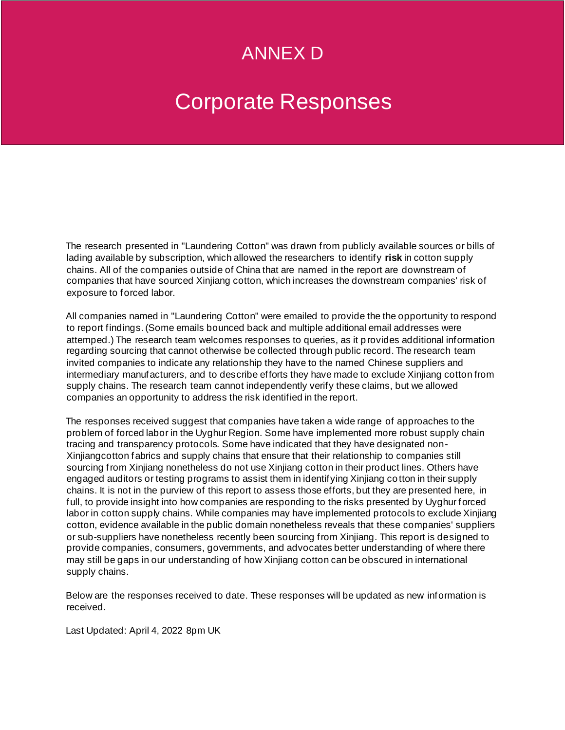# ANNEX D

# Corporate Responses

The research presented in "Laundering Cotton" was drawn from publicly available sources or bills of lading available by subscription, which allowed the researchers to identify **risk** in cotton supply chains. All of the companies outside of China that are named in the report are downstream of companies that have sourced Xinjiang cotton, which increases the downstream companies' risk of exposure to forced labor.

All companies named in "Laundering Cotton" were emailed to provide the the opportunity to respond to report findings. (Some emails bounced back and multiple additional email addresses were attemped.) The research team welcomes responses to queries, as it provides additional information regarding sourcing that cannot otherwise be collected through public record. The research team invited companies to indicate any relationship they have to the named Chinese suppliers and intermediary manufacturers, and to describe efforts they have made to exclude Xinjiang cotton from supply chains. The research team cannot independently verify these claims, but we allowed companies an opportunity to address the risk identified in the report.

The responses received suggest that companies have taken a wide range of approaches to the problem of forced labor in the Uyghur Region. Some have implemented more robust supply chain tracing and transparency protocols. Some have indicated that they have designated non-Xinjiangcotton fabrics and supply chains that ensure that their relationship to companies still sourcing from Xinjiang nonetheless do not use Xinjiang cotton in their product lines. Others have engaged auditors or testing programs to assist them in identifying Xinjiang cotton in their supply chains. It is not in the purview of this report to assess those efforts, but they are presented here, in full, to provide insight into how companies are responding to the risks presented by Uyghur forced labor in cotton supply chains. While companies may have implemented protocols to exclude Xinjiang cotton, evidence available in the public domain nonetheless reveals that these companies' suppliers or sub-suppliers have nonetheless recently been sourcing from Xinjiang. This report is designed to provide companies, consumers, governments, and advocates better understanding of where there may still be gaps in our understanding of how Xinjiang cotton can be obscured in international supply chains.

Below are the responses received to date. These responses will be updated as new information is received.

Last Updated: April 4, 2022 8pm UK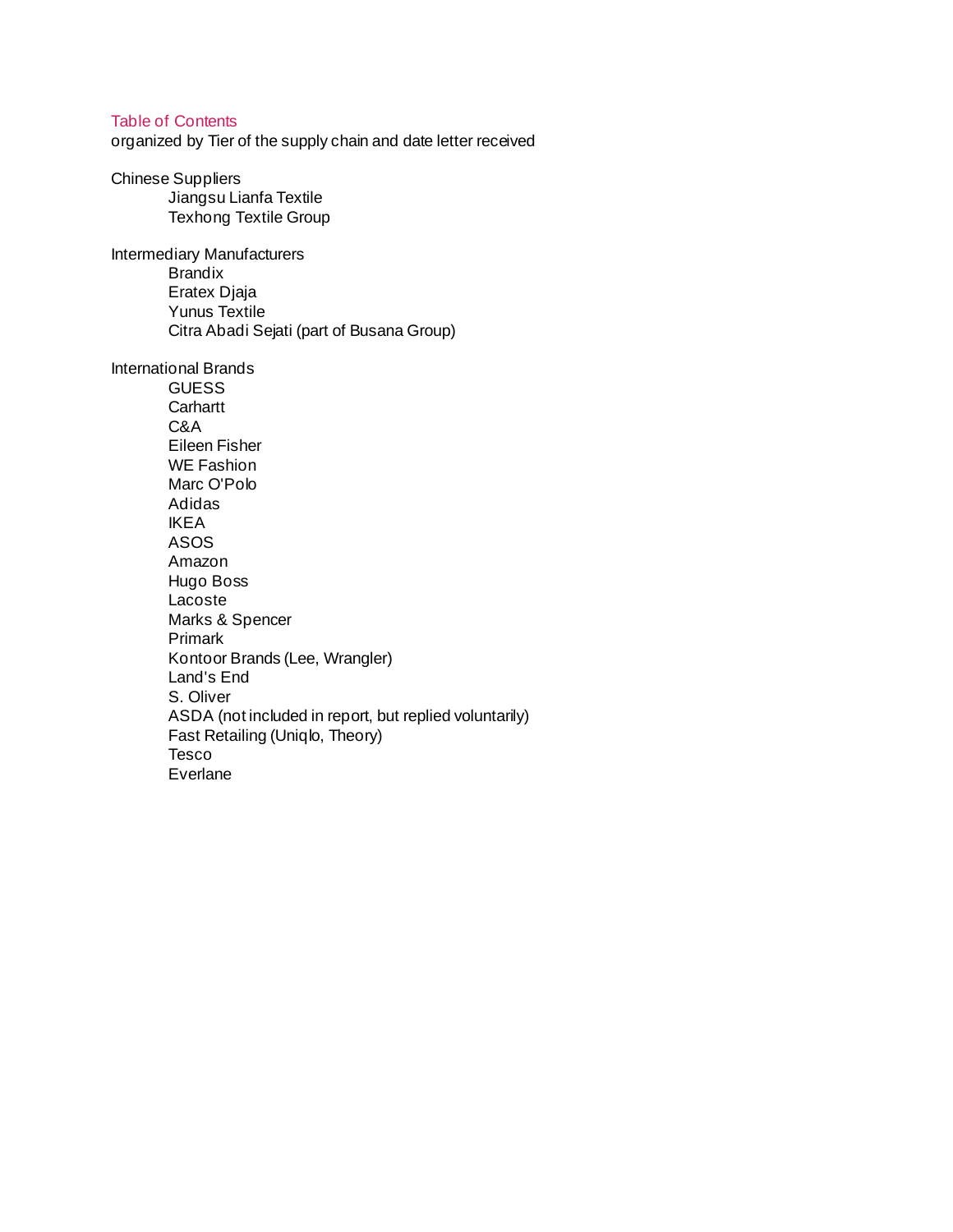## Table of Contents

organized by Tier of the supply chain and date letter received

Chinese Suppliers

- Jiangsu Lianfa Textile
- Texhong Textile Group

Intermediary Manufacturers

- Brandix
- Eratex Djaja
- Yunus Textile
- Citra Abadi Sejati (part of Busana Group)

International Brands

- GUESS
- Carhartt
- C&A
- Eileen Fisher
- WE Fashion
- Marc O'Polo
- Adidas
- IKEA
- ASOS
- Amazon
- Hugo Boss
- Lacoste
- Marks & Spencer
- Primark
- Kontoor Brands (Lee, Wrangler)
- Land's End
- S. Oliver
- ASDA (not included in report, but replied voluntarily)
- Fast Retailing (Uniqlo, Theory)
- Tesco
- Everlane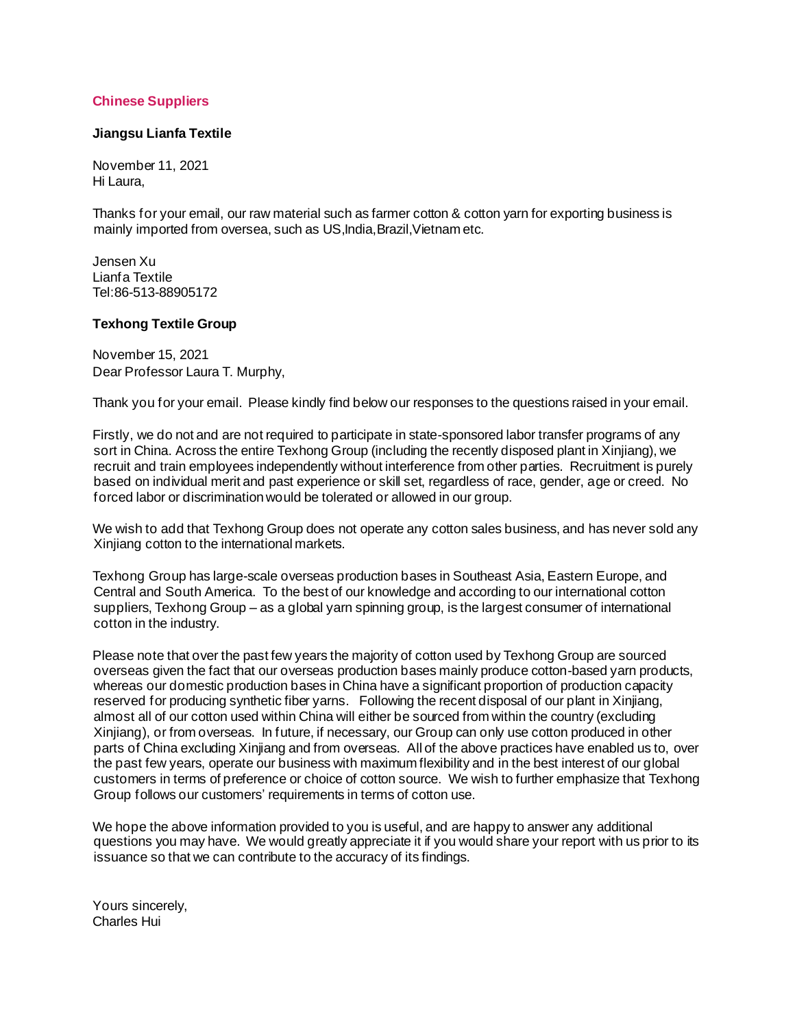## Chinese Suppliers

### Jiangsu Lianfa Textile

November 11, 2021
Hi Laura,

Thanks for your email, our raw material such as farmer cotton & cotton yarn for exporting business is mainly imported from oversea, such as US,India,Brazil,Vietnam etc.

Jensen Xu
Lianfa Textile
Tel:86-513-88905172

### Texhong Textile Group

November 15, 2021
Dear Professor Laura T. Murphy,

Thank you for your email. Please kindly find below our responses to the questions raised in your email.

Firstly, we do not and are not required to participate in state-sponsored labor transfer programs of any sort in China. Across the entire Texhong Group (including the recently disposed plant in Xinjiang), we recruit and train employees independently without interference from other parties. Recruitment is purely based on individual merit and past experience or skill set, regardless of race, gender, age or creed. No forced labor or discrimination would be tolerated or allowed in our group.

We wish to add that Texhong Group does not operate any cotton sales business, and has never sold any Xinjiang cotton to the international markets.

Texhong Group has large-scale overseas production bases in Southeast Asia, Eastern Europe, and Central and South America. To the best of our knowledge and according to our international cotton suppliers, Texhong Group – as a global yarn spinning group, is the largest consumer of international cotton in the industry.

Please note that over the past few years the majority of cotton used by Texhong Group are sourced overseas given the fact that our overseas production bases mainly produce cotton-based yarn products, whereas our domestic production bases in China have a significant proportion of production capacity reserved for producing synthetic fiber yarns. Following the recent disposal of our plant in Xinjiang, almost all of our cotton used within China will either be sourced from within the country (excluding Xinjiang), or from overseas. In future, if necessary, our Group can only use cotton produced in other parts of China excluding Xinjiang and from overseas. All of the above practices have enabled us to, over the past few years, operate our business with maximum flexibility and in the best interest of our global customers in terms of preference or choice of cotton source. We wish to further emphasize that Texhong Group follows our customers' requirements in terms of cotton use.

We hope the above information provided to you is useful, and are happy to answer any additional questions you may have. We would greatly appreciate it if you would share your report with us prior to its issuance so that we can contribute to the accuracy of its findings.

Yours sincerely,
Charles Hui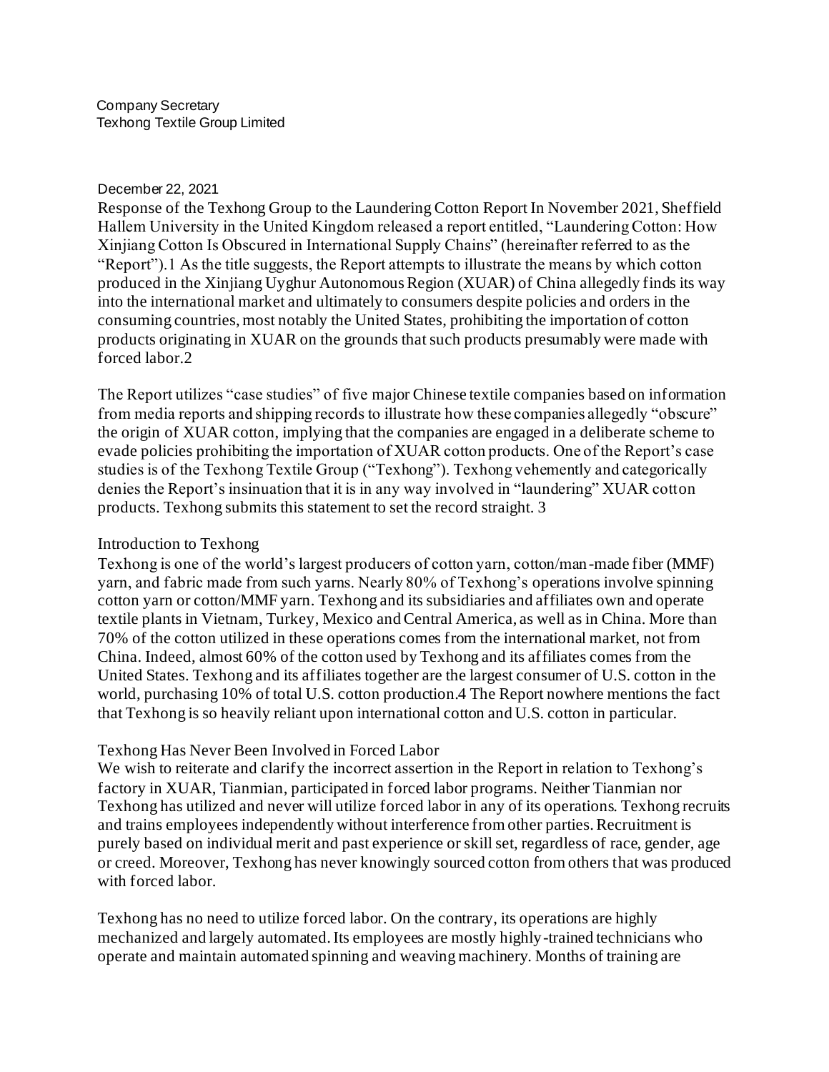Company Secretary
Texhong Textile Group Limited

December 22, 2021

Response of the Texhong Group to the Laundering Cotton Report In November 2021, Sheffield Hallem University in the United Kingdom released a report entitled, "Laundering Cotton: How Xinjiang Cotton Is Obscured in International Supply Chains" (hereinafter referred to as the "Report").[1] As the title suggests, the Report attempts to illustrate the means by which cotton produced in the Xinjiang Uyghur Autonomous Region (XUAR) of China allegedly finds its way into the international market and ultimately to consumers despite policies and orders in the consuming countries, most notably the United States, prohibiting the importation of cotton products originating in XUAR on the grounds that such products presumably were made with forced labor.[2]

The Report utilizes "case studies" of five major Chinese textile companies based on information from media reports and shipping records to illustrate how these companies allegedly "obscure" the origin of XUAR cotton, implying that the companies are engaged in a deliberate scheme to evade policies prohibiting the importation of XUAR cotton products. One of the Report's case studies is of the Texhong Textile Group ("Texhong"). Texhong vehemently and categorically denies the Report's insinuation that it is in any way involved in "laundering" XUAR cotton products. Texhong submits this statement to set the record straight. [3]

## Introduction to Texhong

Texhong is one of the world's largest producers of cotton yarn, cotton/man-made fiber (MMF) yarn, and fabric made from such yarns. Nearly 80% of Texhong's operations involve spinning cotton yarn or cotton/MMF yarn. Texhong and its subsidiaries and affiliates own and operate textile plants in Vietnam, Turkey, Mexico and Central America, as well as in China. More than 70% of the cotton utilized in these operations comes from the international market, not from China. Indeed, almost 60% of the cotton used by Texhong and its affiliates comes from the United States. Texhong and its affiliates together are the largest consumer of U.S. cotton in the world, purchasing 10% of total U.S. cotton production.[4] The Report nowhere mentions the fact that Texhong is so heavily reliant upon international cotton and U.S. cotton in particular.

## Texhong Has Never Been Involved in Forced Labor

We wish to reiterate and clarify the incorrect assertion in the Report in relation to Texhong's factory in XUAR, Tianmian, participated in forced labor programs. Neither Tianmian nor Texhong has utilized and never will utilize forced labor in any of its operations. Texhong recruits and trains employees independently without interference from other parties. Recruitment is purely based on individual merit and past experience or skill set, regardless of race, gender, age or creed. Moreover, Texhong has never knowingly sourced cotton from others that was produced with forced labor.

Texhong has no need to utilize forced labor. On the contrary, its operations are highly mechanized and largely automated. Its employees are mostly highly-trained technicians who operate and maintain automated spinning and weaving machinery. Months of training are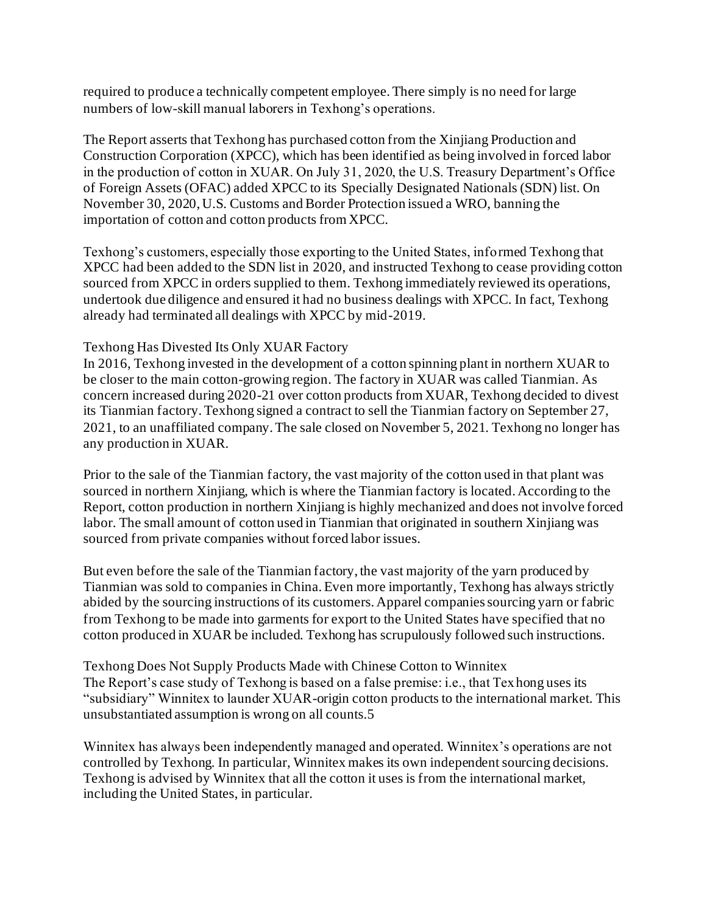required to produce a technically competent employee. There simply is no need for large numbers of low-skill manual laborers in Texhong's operations.

The Report asserts that Texhong has purchased cotton from the Xinjiang Production and Construction Corporation (XPCC), which has been identified as being involved in forced labor in the production of cotton in XUAR. On July 31, 2020, the U.S. Treasury Department's Office of Foreign Assets (OFAC) added XPCC to its Specially Designated Nationals (SDN) list. On November 30, 2020, U.S. Customs and Border Protection issued a WRO, banning the importation of cotton and cotton products from XPCC.

Texhong's customers, especially those exporting to the United States, informed Texhong that XPCC had been added to the SDN list in 2020, and instructed Texhong to cease providing cotton sourced from XPCC in orders supplied to them. Texhong immediately reviewed its operations, undertook due diligence and ensured it had no business dealings with XPCC. In fact, Texhong already had terminated all dealings with XPCC by mid-2019.

### Texhong Has Divested Its Only XUAR Factory

In 2016, Texhong invested in the development of a cotton spinning plant in northern XUAR to be closer to the main cotton-growing region. The factory in XUAR was called Tianmian. As concern increased during 2020-21 over cotton products from XUAR, Texhong decided to divest its Tianmian factory. Texhong signed a contract to sell the Tianmian factory on September 27, 2021, to an unaffiliated company. The sale closed on November 5, 2021. Texhong no longer has any production in XUAR.

Prior to the sale of the Tianmian factory, the vast majority of the cotton used in that plant was sourced in northern Xinjiang, which is where the Tianmian factory is located. According to the Report, cotton production in northern Xinjiang is highly mechanized and does not involve forced labor. The small amount of cotton used in Tianmian that originated in southern Xinjiang was sourced from private companies without forced labor issues.

But even before the sale of the Tianmian factory, the vast majority of the yarn produced by Tianmian was sold to companies in China. Even more importantly, Texhong has always strictly abided by the sourcing instructions of its customers. Apparel companies sourcing yarn or fabric from Texhong to be made into garments for export to the United States have specified that no cotton produced in XUAR be included. Texhong has scrupulously followed such instructions.

### Texhong Does Not Supply Products Made with Chinese Cotton to Winnitex

The Report's case study of Texhong is based on a false premise: i.e., that Texhong uses its "subsidiary" Winnitex to launder XUAR-origin cotton products to the international market. This unsubstantiated assumption is wrong on all counts.[5]

Winnitex has always been independently managed and operated. Winnitex's operations are not controlled by Texhong. In particular, Winnitex makes its own independent sourcing decisions. Texhong is advised by Winnitex that all the cotton it uses is from the international market, including the United States, in particular.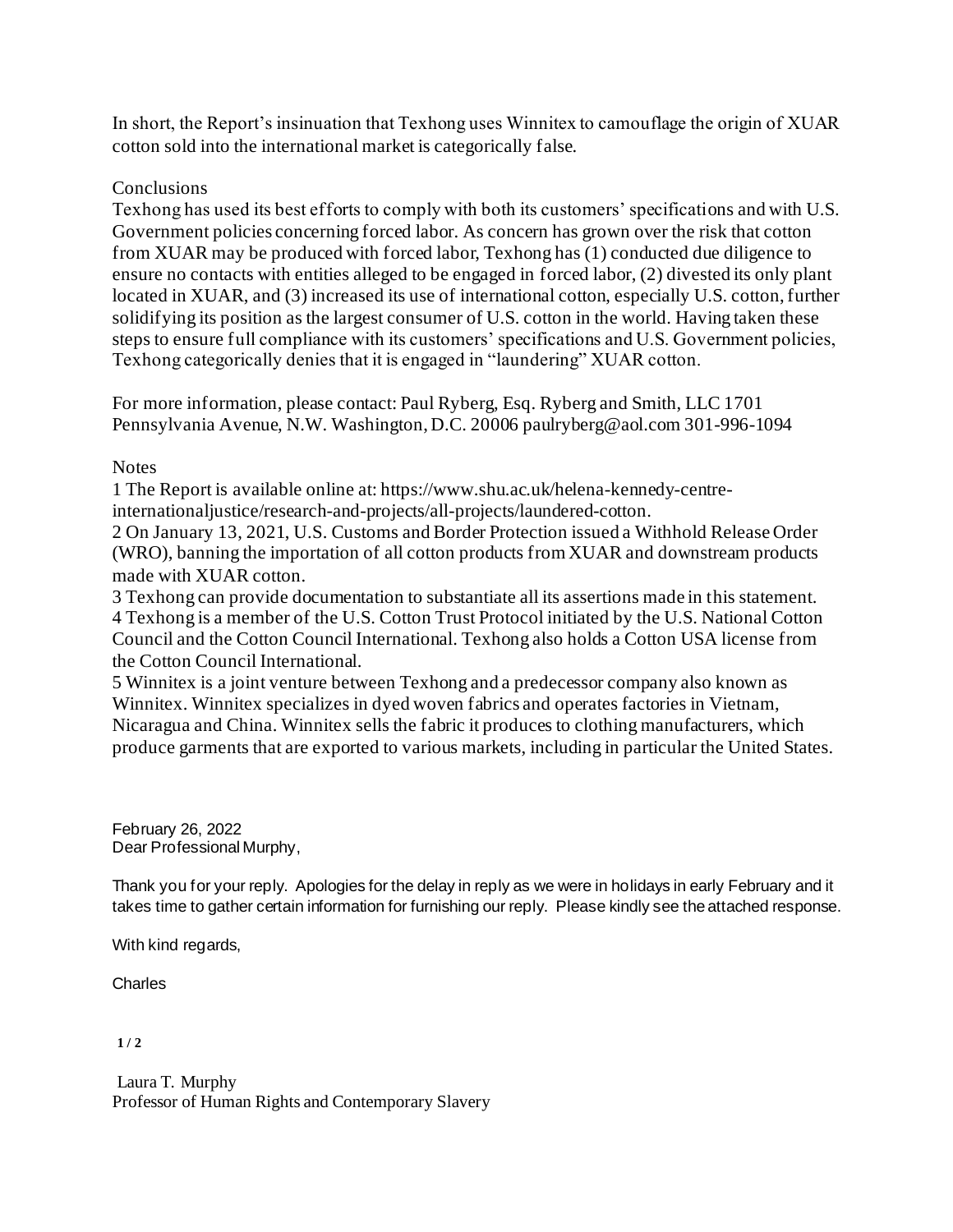In short, the Report's insinuation that Texhong uses Winnitex to camouflage the origin of XUAR cotton sold into the international market is categorically false.

## Conclusions

Texhong has used its best efforts to comply with both its customers' specifications and with U.S. Government policies concerning forced labor. As concern has grown over the risk that cotton from XUAR may be produced with forced labor, Texhong has (1) conducted due diligence to ensure no contacts with entities alleged to be engaged in forced labor, (2) divested its only plant located in XUAR, and (3) increased its use of international cotton, especially U.S. cotton, further solidifying its position as the largest consumer of U.S. cotton in the world. Having taken these steps to ensure full compliance with its customers' specifications and U.S. Government policies, Texhong categorically denies that it is engaged in "laundering" XUAR cotton.

For more information, please contact: Paul Ryberg, Esq. Ryberg and Smith, LLC 1701 Pennsylvania Avenue, N.W. Washington, D.C. 20006 paulryberg@aol.com 301-996-1094

## Notes

1 The Report is available online at: https://www.shu.ac.uk/helena-kennedy-centre-internationaljustice/research-and-projects/all-projects/laundered-cotton.
2 On January 13, 2021, U.S. Customs and Border Protection issued a Withhold Release Order (WRO), banning the importation of all cotton products from XUAR and downstream products made with XUAR cotton.
3 Texhong can provide documentation to substantiate all its assertions made in this statement.
4 Texhong is a member of the U.S. Cotton Trust Protocol initiated by the U.S. National Cotton Council and the Cotton Council International. Texhong also holds a Cotton USA license from the Cotton Council International.
5 Winnitex is a joint venture between Texhong and a predecessor company also known as Winnitex. Winnitex specializes in dyed woven fabrics and operates factories in Vietnam, Nicaragua and China. Winnitex sells the fabric it produces to clothing manufacturers, which produce garments that are exported to various markets, including in particular the United States.

February 26, 2022
Dear Professional Murphy,

Thank you for your reply. Apologies for the delay in reply as we were in holidays in early February and it takes time to gather certain information for furnishing our reply. Please kindly see the attached response.

With kind regards,

Charles

Laura T. Murphy
Professor of Human Rights and Contemporary Slavery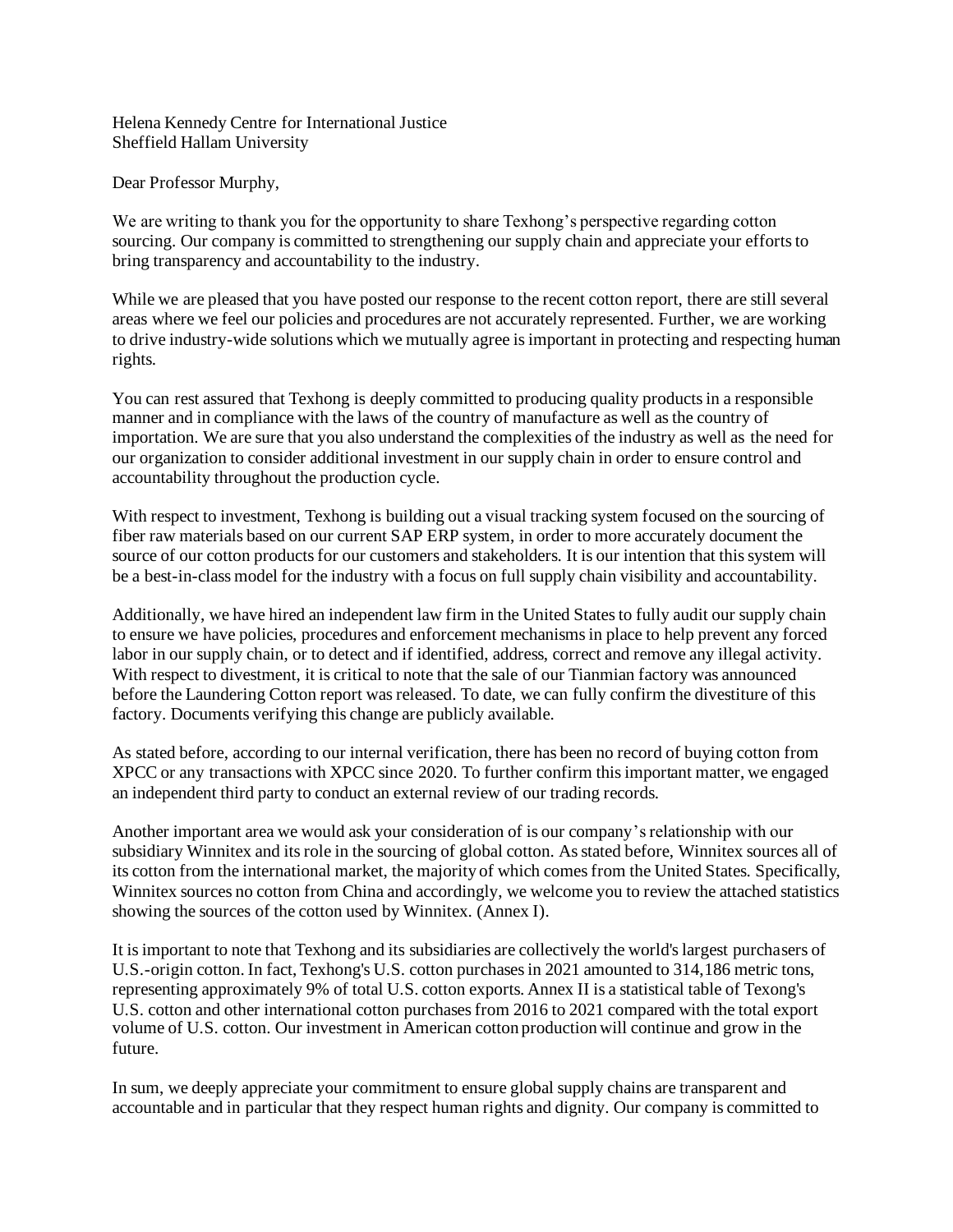Helena Kennedy Centre for International Justice
Sheffield Hallam University

Dear Professor Murphy,

We are writing to thank you for the opportunity to share Texhong's perspective regarding cotton sourcing. Our company is committed to strengthening our supply chain and appreciate your efforts to bring transparency and accountability to the industry.

While we are pleased that you have posted our response to the recent cotton report, there are still several areas where we feel our policies and procedures are not accurately represented. Further, we are working to drive industry-wide solutions which we mutually agree is important in protecting and respecting human rights.

You can rest assured that Texhong is deeply committed to producing quality products in a responsible manner and in compliance with the laws of the country of manufacture as well as the country of importation. We are sure that you also understand the complexities of the industry as well as the need for our organization to consider additional investment in our supply chain in order to ensure control and accountability throughout the production cycle.

With respect to investment, Texhong is building out a visual tracking system focused on the sourcing of fiber raw materials based on our current SAP ERP system, in order to more accurately document the source of our cotton products for our customers and stakeholders. It is our intention that this system will be a best-in-class model for the industry with a focus on full supply chain visibility and accountability.

Additionally, we have hired an independent law firm in the United States to fully audit our supply chain to ensure we have policies, procedures and enforcement mechanisms in place to help prevent any forced labor in our supply chain, or to detect and if identified, address, correct and remove any illegal activity. With respect to divestment, it is critical to note that the sale of our Tianmian factory was announced before the Laundering Cotton report was released. To date, we can fully confirm the divestiture of this factory. Documents verifying this change are publicly available.

As stated before, according to our internal verification, there has been no record of buying cotton from XPCC or any transactions with XPCC since 2020. To further confirm this important matter, we engaged an independent third party to conduct an external review of our trading records.

Another important area we would ask your consideration of is our company's relationship with our subsidiary Winnitex and its role in the sourcing of global cotton. As stated before, Winnitex sources all of its cotton from the international market, the majority of which comes from the United States. Specifically, Winnitex sources no cotton from China and accordingly, we welcome you to review the attached statistics showing the sources of the cotton used by Winnitex. (Annex I).

It is important to note that Texhong and its subsidiaries are collectively the world's largest purchasers of U.S.-origin cotton. In fact, Texhong's U.S. cotton purchases in 2021 amounted to 314,186 metric tons, representing approximately 9% of total U.S. cotton exports. Annex II is a statistical table of Texong's U.S. cotton and other international cotton purchases from 2016 to 2021 compared with the total export volume of U.S. cotton. Our investment in American cotton production will continue and grow in the future.

In sum, we deeply appreciate your commitment to ensure global supply chains are transparent and accountable and in particular that they respect human rights and dignity. Our company is committed to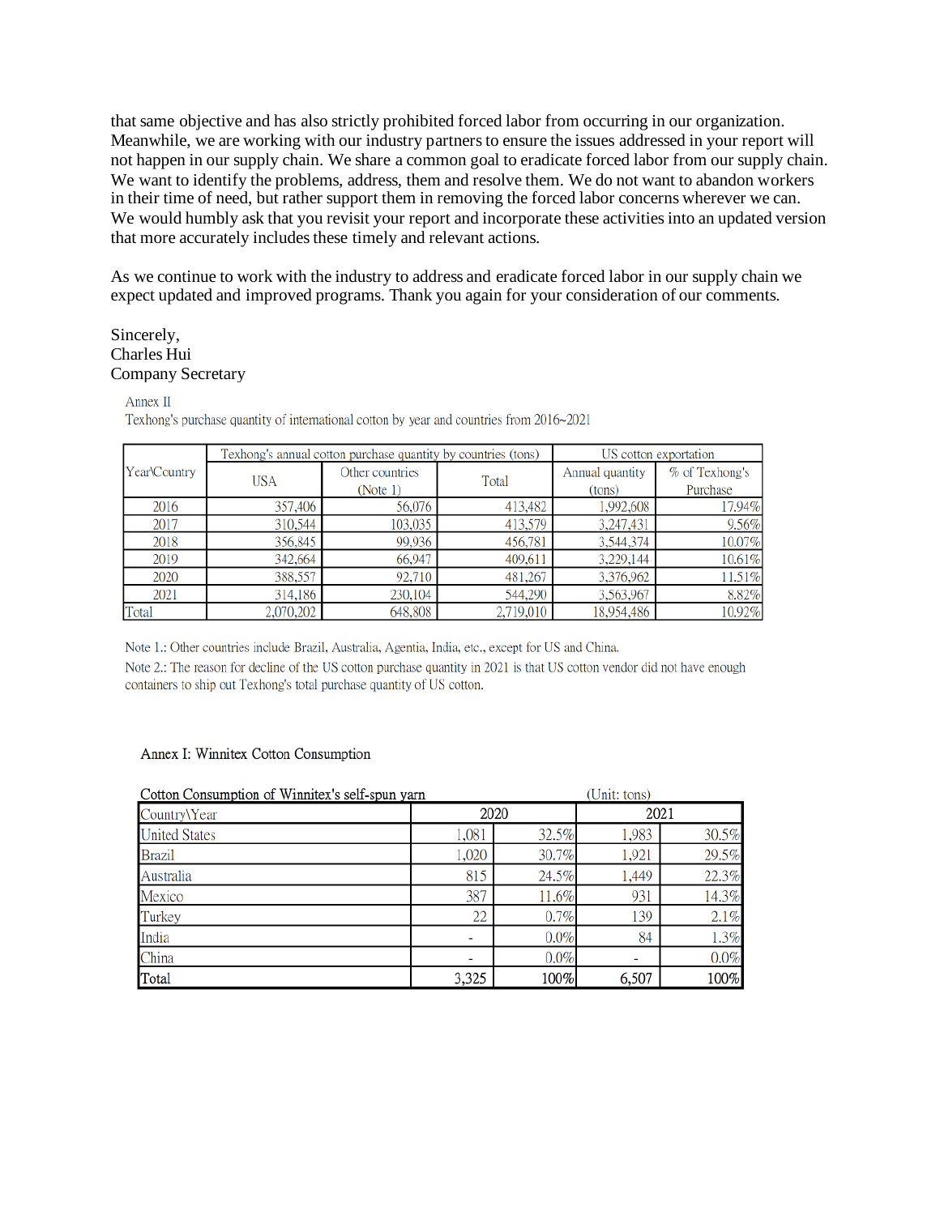that same objective and has also strictly prohibited forced labor from occurring in our organization. Meanwhile, we are working with our industry partners to ensure the issues addressed in your report will not happen in our supply chain. We share a common goal to eradicate forced labor from our supply chain. We want to identify the problems, address, them and resolve them. We do not want to abandon workers in their time of need, but rather support them in removing the forced labor concerns wherever we can. We would humbly ask that you revisit your report and incorporate these activities into an updated version that more accurately includes these timely and relevant actions.

As we continue to work with the industry to address and eradicate forced labor in our supply chain we expect updated and improved programs. Thank you again for your consideration of our comments.

Sincerely,
Charles Hui
Company Secretary

Annex II

Texhong's purchase quantity of international cotton by year and countries from 2016~2021

| Year\Country | Texhong's annual cotton purchase quantity by countries (tons) | | | US cotton exportation | |
|---|---|---|---|---|---|
| | USA | Other countries (Note 1) | Total | Annual quantity (tons) | % of Texhong's Purchase |
| 2016 | 357,406 | 56,076 | 413,482 | 1,992,608 | 17.94% |
| 2017 | 310,544 | 103,035 | 413,579 | 3,247,431 | 9.56% |
| 2018 | 356,845 | 99,936 | 456,781 | 3,544,374 | 10.07% |
| 2019 | 342,664 | 66,947 | 409,611 | 3,229,144 | 10.61% |
| 2020 | 388,557 | 92,710 | 481,267 | 3,376,962 | 11.51% |
| 2021 | 314,186 | 230,104 | 544,290 | 3,563,967 | 8.82% |
| Total | 2,070,202 | 648,808 | 2,719,010 | 18,954,486 | 10.92% |

Note 1.: Other countries include Brazil, Australia, Agentia, India, etc., except for US and China.

Note 2.: The reason for decline of the US cotton purchase quantity in 2021 is that US cotton vendor did not have enough containers to ship out Texhong's total purchase quantity of US cotton.

Annex I: Winnitex Cotton Consumption

Cotton Consumption of Winnitex's self-spun yarn (Unit: tons)

| Country\Year | 2020 | | 2021 | |
|---|---|---|---|---|
| United States | 1,081 | 32.5% | 1,983 | 30.5% |
| Brazil | 1,020 | 30.7% | 1,921 | 29.5% |
| Australia | 815 | 24.5% | 1,449 | 22.3% |
| Mexico | 387 | 11.6% | 931 | 14.3% |
| Turkey | 22 | 0.7% | 139 | 2.1% |
| India | - | 0.0% | 84 | 1.3% |
| China | - | 0.0% | - | 0.0% |
| Total | 3,325 | 100% | 6,507 | 100% |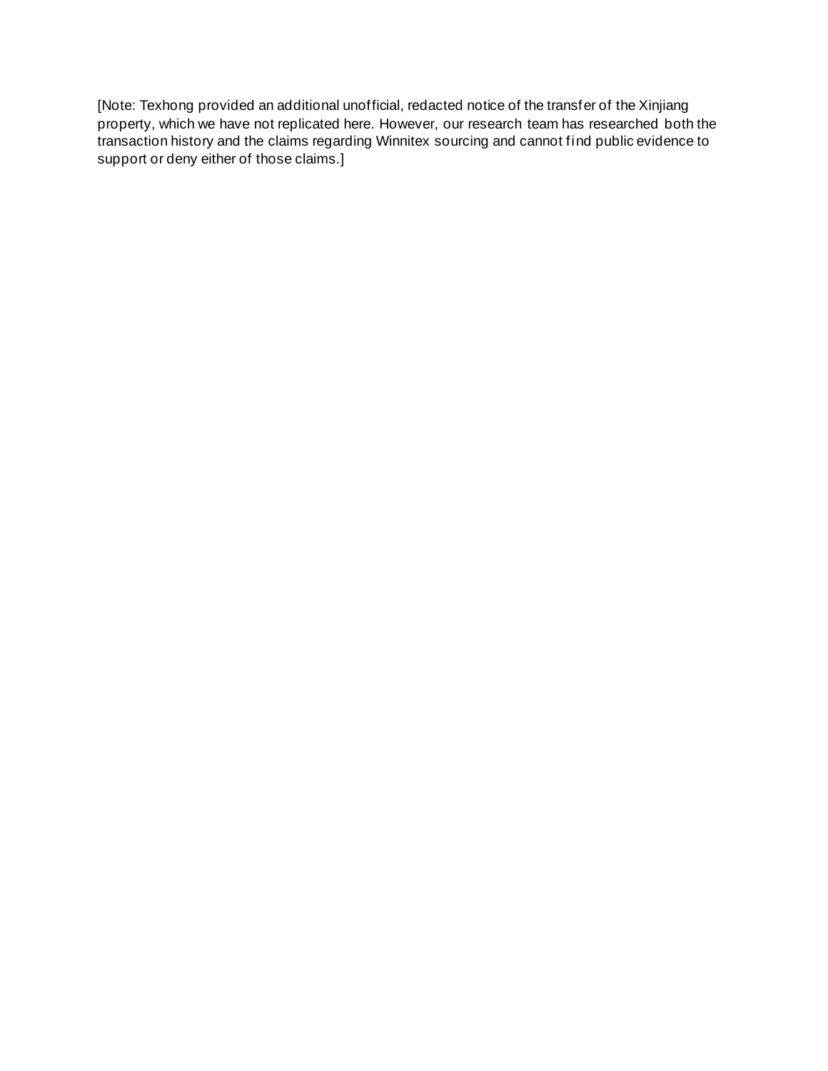[Note: Texhong provided an additional unofficial, redacted notice of the transfer of the Xinjiang property, which we have not replicated here. However, our research team has researched both the transaction history and the claims regarding Winnitex sourcing and cannot find public evidence to support or deny either of those claims.]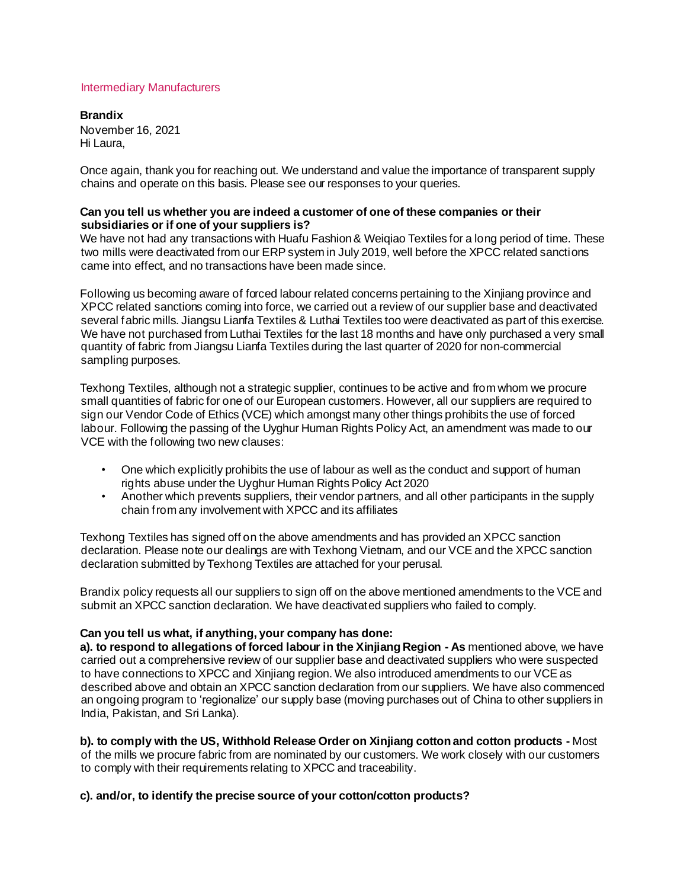## Intermediary Manufacturers

**Brandix**

November 16, 2021

Hi Laura,

Once again, thank you for reaching out. We understand and value the importance of transparent supply chains and operate on this basis. Please see our responses to your queries.

**Can you tell us whether you are indeed a customer of one of these companies or their subsidiaries or if one of your suppliers is?**

We have not had any transactions with Huafu Fashion & Weiqiao Textiles for a long period of time. These two mills were deactivated from our ERP system in July 2019, well before the XPCC related sanctions came into effect, and no transactions have been made since.

Following us becoming aware of forced labour related concerns pertaining to the Xinjiang province and XPCC related sanctions coming into force, we carried out a review of our supplier base and deactivated several fabric mills. Jiangsu Lianfa Textiles & Luthai Textiles too were deactivated as part of this exercise. We have not purchased from Luthai Textiles for the last 18 months and have only purchased a very small quantity of fabric from Jiangsu Lianfa Textiles during the last quarter of 2020 for non-commercial sampling purposes.

Texhong Textiles, although not a strategic supplier, continues to be active and from whom we procure small quantities of fabric for one of our European customers. However, all our suppliers are required to sign our Vendor Code of Ethics (VCE) which amongst many other things prohibits the use of forced labour. Following the passing of the Uyghur Human Rights Policy Act, an amendment was made to our VCE with the following two new clauses:

- One which explicitly prohibits the use of labour as well as the conduct and support of human rights abuse under the Uyghur Human Rights Policy Act 2020
- Another which prevents suppliers, their vendor partners, and all other participants in the supply chain from any involvement with XPCC and its affiliates

Texhong Textiles has signed off on the above amendments and has provided an XPCC sanction declaration. Please note our dealings are with Texhong Vietnam, and our VCE and the XPCC sanction declaration submitted by Texhong Textiles are attached for your perusal.

Brandix policy requests all our suppliers to sign off on the above mentioned amendments to the VCE and submit an XPCC sanction declaration. We have deactivated suppliers who failed to comply.

**Can you tell us what, if anything, your company has done:**

**a). to respond to allegations of forced labour in the Xinjiang Region - As** mentioned above, we have carried out a comprehensive review of our supplier base and deactivated suppliers who were suspected to have connections to XPCC and Xinjiang region. We also introduced amendments to our VCE as described above and obtain an XPCC sanction declaration from our suppliers. We have also commenced an ongoing program to 'regionalize' our supply base (moving purchases out of China to other suppliers in India, Pakistan, and Sri Lanka).

**b). to comply with the US, Withhold Release Order on Xinjiang cotton and cotton products -** Most of the mills we procure fabric from are nominated by our customers. We work closely with our customers to comply with their requirements relating to XPCC and traceability.

**c). and/or, to identify the precise source of your cotton/cotton products?**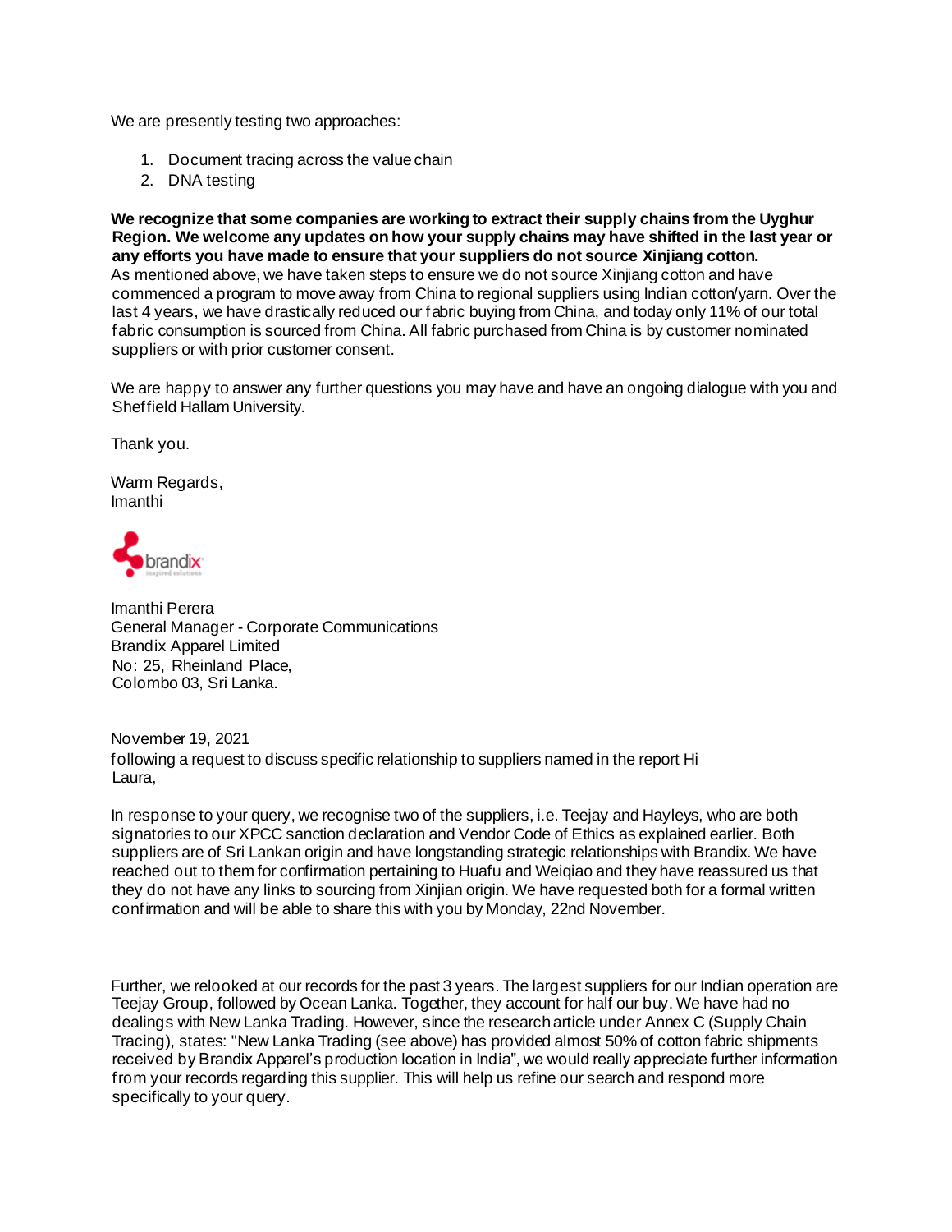We are presently testing two approaches:

1. Document tracing across the value chain
2. DNA testing

**We recognize that some companies are working to extract their supply chains from the Uyghur Region. We welcome any updates on how your supply chains may have shifted in the last year or any efforts you have made to ensure that your suppliers do not source Xinjiang cotton.**
As mentioned above, we have taken steps to ensure we do not source Xinjiang cotton and have commenced a program to move away from China to regional suppliers using Indian cotton/yarn. Over the last 4 years, we have drastically reduced our fabric buying from China, and today only 11% of our total fabric consumption is sourced from China. All fabric purchased from China is by customer nominated suppliers or with prior customer consent.

We are happy to answer any further questions you may have and have an ongoing dialogue with you and Sheffield Hallam University.

Thank you.

Warm Regards,
Imanthi

brandix

Imanthi Perera
General Manager - Corporate Communications
Brandix Apparel Limited
No: 25, Rheinland Place,
Colombo 03, Sri Lanka.

November 19, 2021
following a request to discuss specific relationship to suppliers named in the report Hi Laura,

In response to your query, we recognise two of the suppliers, i.e. Teejay and Hayleys, who are both signatories to our XPCC sanction declaration and Vendor Code of Ethics as explained earlier. Both suppliers are of Sri Lankan origin and have longstanding strategic relationships with Brandix. We have reached out to them for confirmation pertaining to Huafu and Weiqiao and they have reassured us that they do not have any links to sourcing from Xinjian origin. We have requested both for a formal written confirmation and will be able to share this with you by Monday, 22nd November.

Further, we relooked at our records for the past 3 years. The largest suppliers for our Indian operation are Teejay Group, followed by Ocean Lanka. Together, they account for half our buy. We have had no dealings with New Lanka Trading. However, since the research article under Annex C (Supply Chain Tracing), states: "New Lanka Trading (see above) has provided almost 50% of cotton fabric shipments received by Brandix Apparel's production location in India", we would really appreciate further information from your records regarding this supplier. This will help us refine our search and respond more specifically to your query.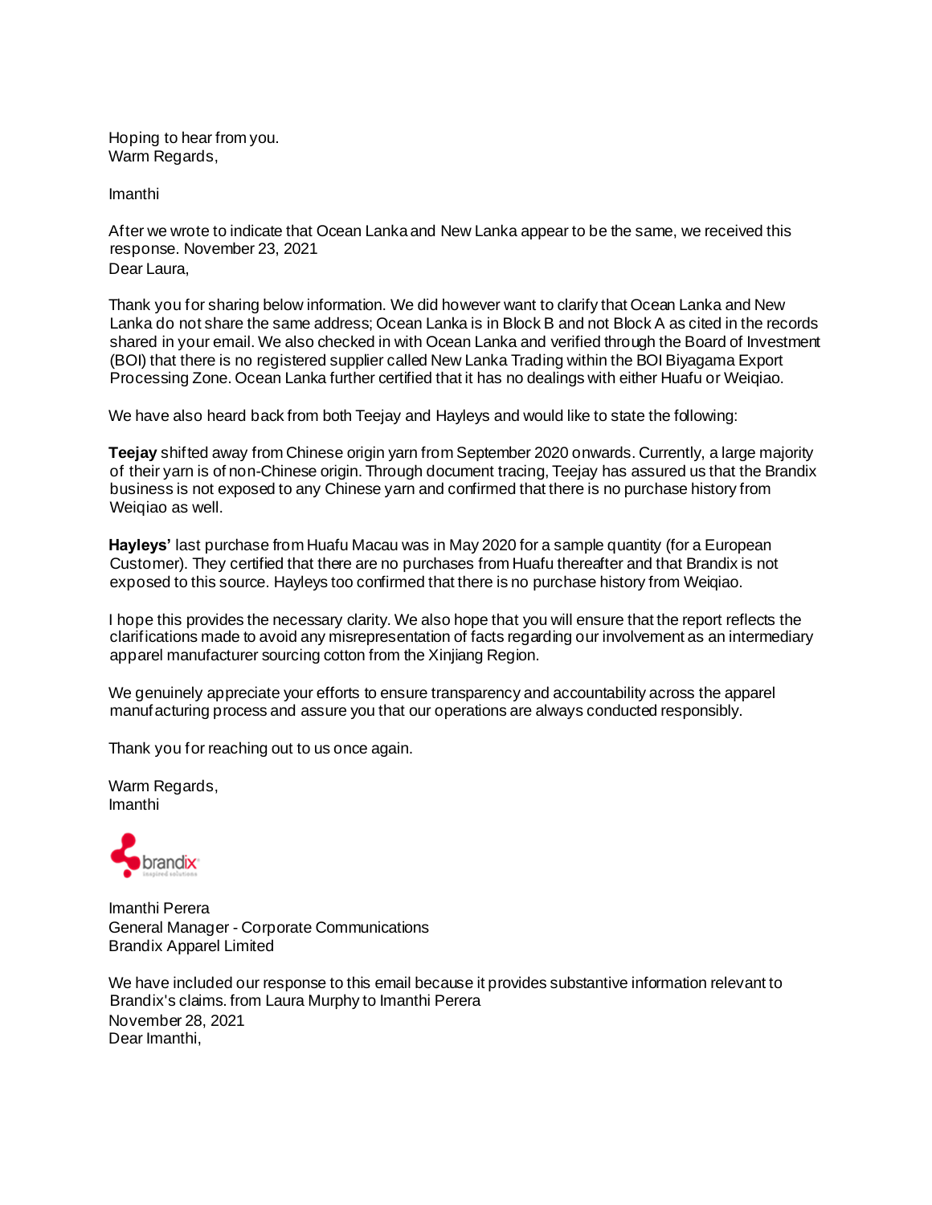Hoping to hear from you.
Warm Regards,

Imanthi

After we wrote to indicate that Ocean Lanka and New Lanka appear to be the same, we received this response. November 23, 2021
Dear Laura,

Thank you for sharing below information. We did however want to clarify that Ocean Lanka and New Lanka do not share the same address; Ocean Lanka is in Block B and not Block A as cited in the records shared in your email. We also checked in with Ocean Lanka and verified through the Board of Investment (BOI) that there is no registered supplier called New Lanka Trading within the BOI Biyagama Export Processing Zone. Ocean Lanka further certified that it has no dealings with either Huafu or Weiqiao.

We have also heard back from both Teejay and Hayleys and would like to state the following:

**Teejay** shifted away from Chinese origin yarn from September 2020 onwards. Currently, a large majority of their yarn is of non-Chinese origin. Through document tracing, Teejay has assured us that the Brandix business is not exposed to any Chinese yarn and confirmed that there is no purchase history from Weiqiao as well.

**Hayleys'** last purchase from Huafu Macau was in May 2020 for a sample quantity (for a European Customer). They certified that there are no purchases from Huafu thereafter and that Brandix is not exposed to this source. Hayleys too confirmed that there is no purchase history from Weiqiao.

I hope this provides the necessary clarity. We also hope that you will ensure that the report reflects the clarifications made to avoid any misrepresentation of facts regarding our involvement as an intermediary apparel manufacturer sourcing cotton from the Xinjiang Region.

We genuinely appreciate your efforts to ensure transparency and accountability across the apparel manufacturing process and assure you that our operations are always conducted responsibly.

Thank you for reaching out to us once again.

Warm Regards,
Imanthi

brandix

Imanthi Perera
General Manager - Corporate Communications
Brandix Apparel Limited

We have included our response to this email because it provides substantive information relevant to Brandix's claims. from Laura Murphy to Imanthi Perera
November 28, 2021
Dear Imanthi,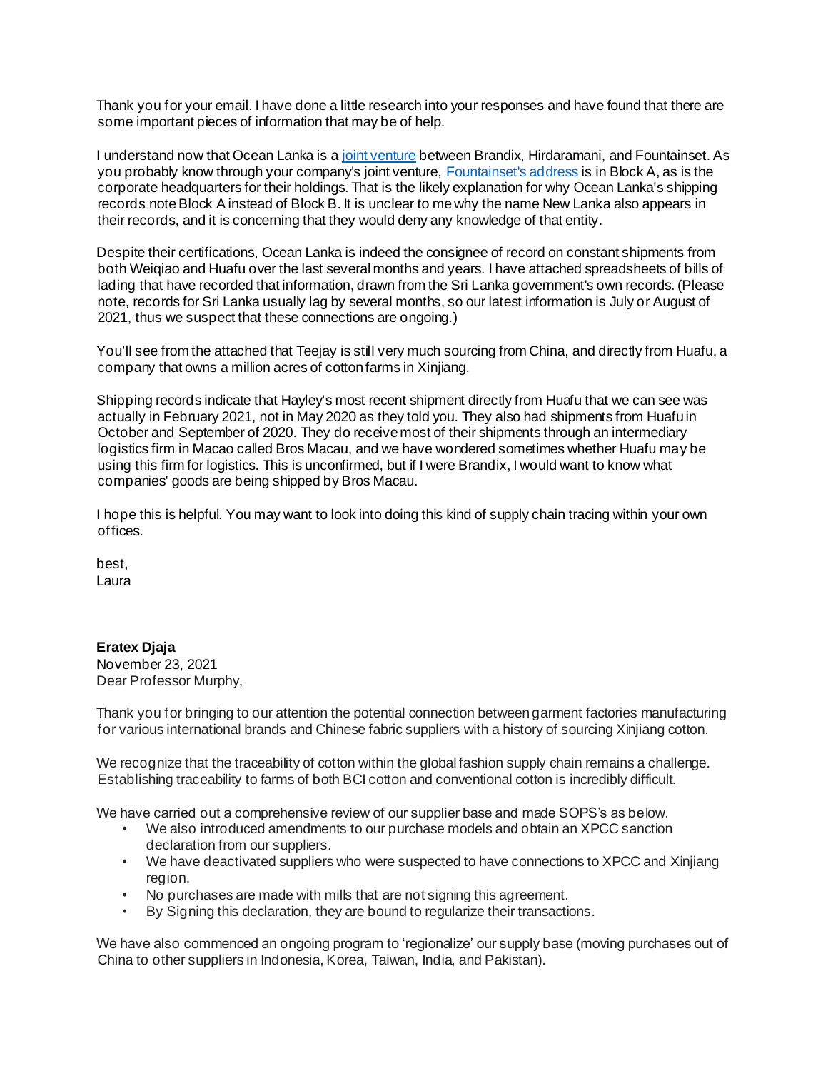Thank you for your email. I have done a little research into your responses and have found that there are some important pieces of information that may be of help.

I understand now that Ocean Lanka is a joint venture between Brandix, Hirdaramani, and Fountainset. As you probably know through your company's joint venture, Fountainset's address is in Block A, as is the corporate headquarters for their holdings. That is the likely explanation for why Ocean Lanka's shipping records note Block A instead of Block B. It is unclear to me why the name New Lanka also appears in their records, and it is concerning that they would deny any knowledge of that entity.

Despite their certifications, Ocean Lanka is indeed the consignee of record on constant shipments from both Weiqiao and Huafu over the last several months and years. I have attached spreadsheets of bills of lading that have recorded that information, drawn from the Sri Lanka government's own records. (Please note, records for Sri Lanka usually lag by several months, so our latest information is July or August of 2021, thus we suspect that these connections are ongoing.)

You'll see from the attached that Teejay is still very much sourcing from China, and directly from Huafu, a company that owns a million acres of cotton farms in Xinjiang.

Shipping records indicate that Hayley's most recent shipment directly from Huafu that we can see was actually in February 2021, not in May 2020 as they told you. They also had shipments from Huafu in October and September of 2020. They do receive most of their shipments through an intermediary logistics firm in Macao called Bros Macau, and we have wondered sometimes whether Huafu may be using this firm for logistics. This is unconfirmed, but if I were Brandix, I would want to know what companies' goods are being shipped by Bros Macau.

I hope this is helpful. You may want to look into doing this kind of supply chain tracing within your own offices.

best,
Laura

**Eratex Djaja**
November 23, 2021
Dear Professor Murphy,

Thank you for bringing to our attention the potential connection between garment factories manufacturing for various international brands and Chinese fabric suppliers with a history of sourcing Xinjiang cotton.

We recognize that the traceability of cotton within the global fashion supply chain remains a challenge. Establishing traceability to farms of both BCI cotton and conventional cotton is incredibly difficult.

We have carried out a comprehensive review of our supplier base and made SOPS's as below.

- We also introduced amendments to our purchase models and obtain an XPCC sanction declaration from our suppliers.
- We have deactivated suppliers who were suspected to have connections to XPCC and Xinjiang region.
- No purchases are made with mills that are not signing this agreement.
- By Signing this declaration, they are bound to regularize their transactions.

We have also commenced an ongoing program to 'regionalize' our supply base (moving purchases out of China to other suppliers in Indonesia, Korea, Taiwan, India, and Pakistan).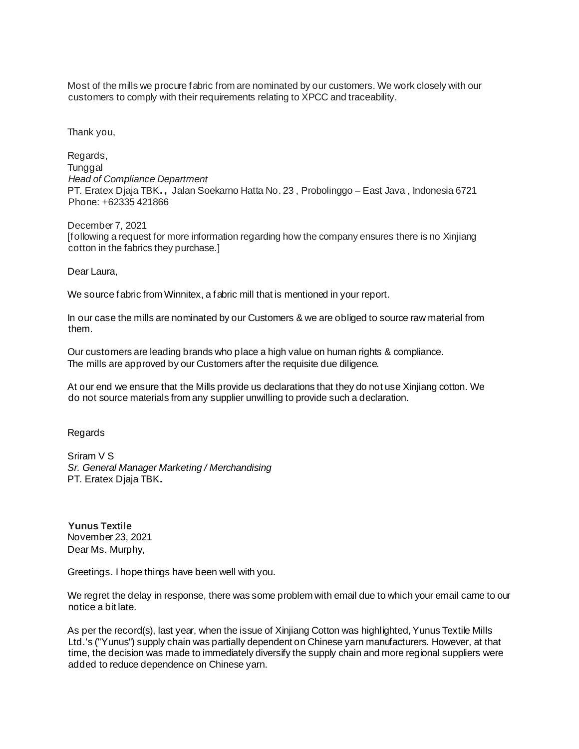Most of the mills we procure fabric from are nominated by our customers. We work closely with our customers to comply with their requirements relating to XPCC and traceability.

Thank you,

Regards,
Tunggal
*Head of Compliance Department*
PT. Eratex Djaja TBK**.,** Jalan Soekarno Hatta No. 23 , Probolinggo – East Java , Indonesia 6721
Phone: +62335 421866

December 7, 2021
[following a request for more information regarding how the company ensures there is no Xinjiang cotton in the fabrics they purchase.]

Dear Laura,

We source fabric from Winnitex, a fabric mill that is mentioned in your report.

In our case the mills are nominated by our Customers & we are obliged to source raw material from them.

Our customers are leading brands who place a high value on human rights & compliance.
The mills are approved by our Customers after the requisite due diligence.

At our end we ensure that the Mills provide us declarations that they do not use Xinjiang cotton. We do not source materials from any supplier unwilling to provide such a declaration.

Regards

Sriram V S
*Sr. General Manager Marketing / Merchandising*
PT. Eratex Djaja TBK**.**

**Yunus Textile**
November 23, 2021
Dear Ms. Murphy,

Greetings. I hope things have been well with you.

We regret the delay in response, there was some problem with email due to which your email came to our notice a bit late.

As per the record(s), last year, when the issue of Xinjiang Cotton was highlighted, Yunus Textile Mills Ltd.'s ("Yunus") supply chain was partially dependent on Chinese yarn manufacturers. However, at that time, the decision was made to immediately diversify the supply chain and more regional suppliers were added to reduce dependence on Chinese yarn.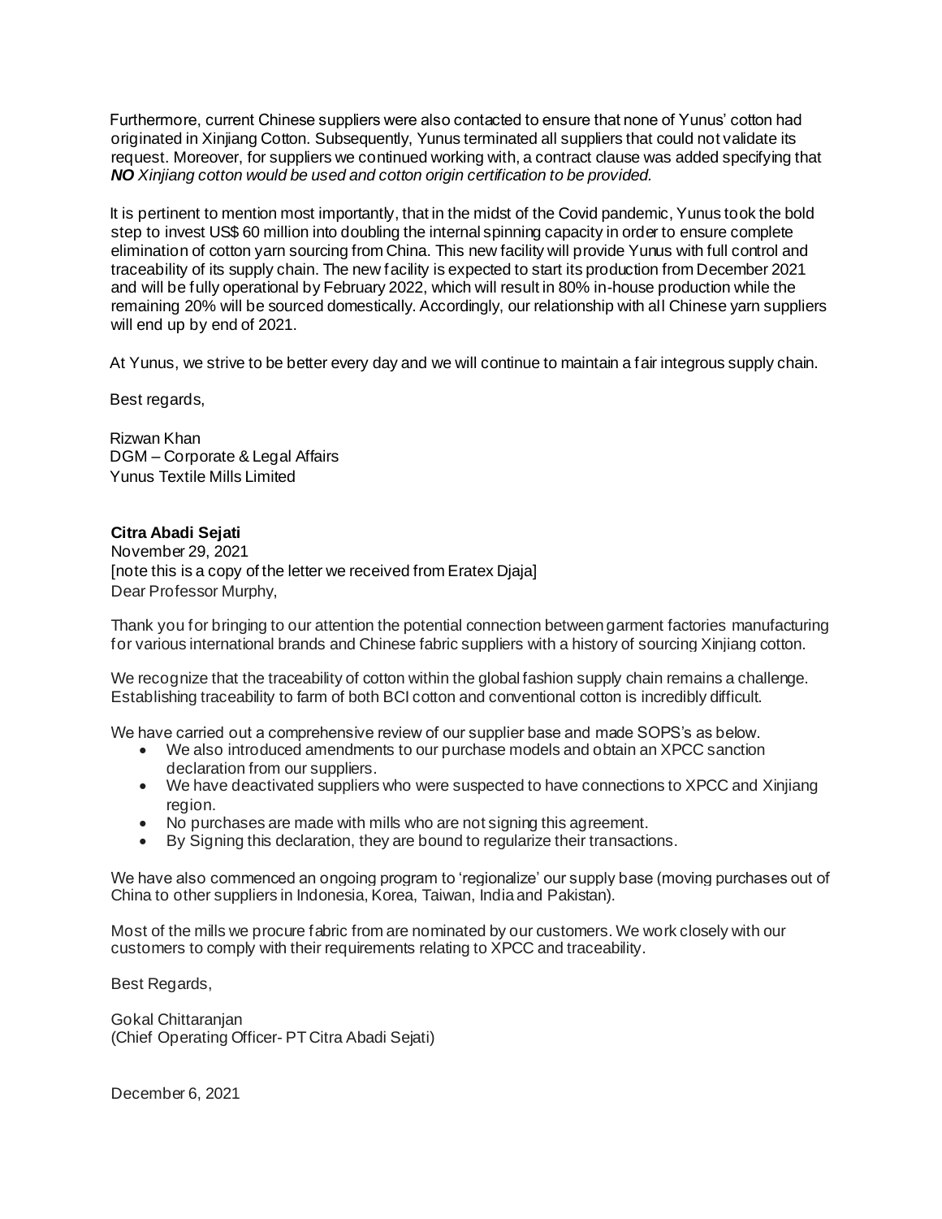Furthermore, current Chinese suppliers were also contacted to ensure that none of Yunus' cotton had originated in Xinjiang Cotton. Subsequently, Yunus terminated all suppliers that could not validate its request. Moreover, for suppliers we continued working with, a contract clause was added specifying that ***NO** Xinjiang cotton would be used and cotton origin certification to be provided.*

It is pertinent to mention most importantly, that in the midst of the Covid pandemic, Yunus took the bold step to invest US$ 60 million into doubling the internal spinning capacity in order to ensure complete elimination of cotton yarn sourcing from China. This new facility will provide Yunus with full control and traceability of its supply chain. The new facility is expected to start its production from December 2021 and will be fully operational by February 2022, which will result in 80% in-house production while the remaining 20% will be sourced domestically. Accordingly, our relationship with all Chinese yarn suppliers will end up by end of 2021.

At Yunus, we strive to be better every day and we will continue to maintain a fair integrous supply chain.

Best regards,

Rizwan Khan
DGM – Corporate & Legal Affairs
Yunus Textile Mills Limited

**Citra Abadi Sejati**
November 29, 2021
[note this is a copy of the letter we received from Eratex Djaja]
Dear Professor Murphy,

Thank you for bringing to our attention the potential connection between garment factories manufacturing for various international brands and Chinese fabric suppliers with a history of sourcing Xinjiang cotton.

We recognize that the traceability of cotton within the global fashion supply chain remains a challenge. Establishing traceability to farm of both BCI cotton and conventional cotton is incredibly difficult.

We have carried out a comprehensive review of our supplier base and made SOPS's as below.

- We also introduced amendments to our purchase models and obtain an XPCC sanction declaration from our suppliers.
- We have deactivated suppliers who were suspected to have connections to XPCC and Xinjiang region.
- No purchases are made with mills who are not signing this agreement.
- By Signing this declaration, they are bound to regularize their transactions.

We have also commenced an ongoing program to 'regionalize' our supply base (moving purchases out of China to other suppliers in Indonesia, Korea, Taiwan, India and Pakistan).

Most of the mills we procure fabric from are nominated by our customers. We work closely with our customers to comply with their requirements relating to XPCC and traceability.

Best Regards,

Gokal Chittaranjan
(Chief Operating Officer- PT Citra Abadi Sejati)

December 6, 2021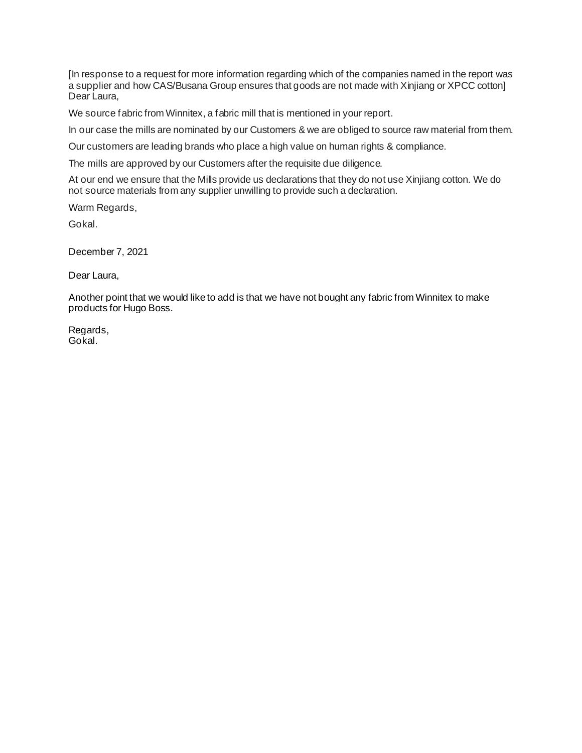[In response to a request for more information regarding which of the companies named in the report was a supplier and how CAS/Busana Group ensures that goods are not made with Xinjiang or XPCC cotton]
Dear Laura,

We source fabric from Winnitex, a fabric mill that is mentioned in your report.

In our case the mills are nominated by our Customers & we are obliged to source raw material from them.

Our customers are leading brands who place a high value on human rights & compliance.

The mills are approved by our Customers after the requisite due diligence.

At our end we ensure that the Mills provide us declarations that they do not use Xinjiang cotton. We do not source materials from any supplier unwilling to provide such a declaration.

Warm Regards,

Gokal.

December 7, 2021

Dear Laura,

Another point that we would like to add is that we have not bought any fabric from Winnitex to make products for Hugo Boss.

Regards,
Gokal.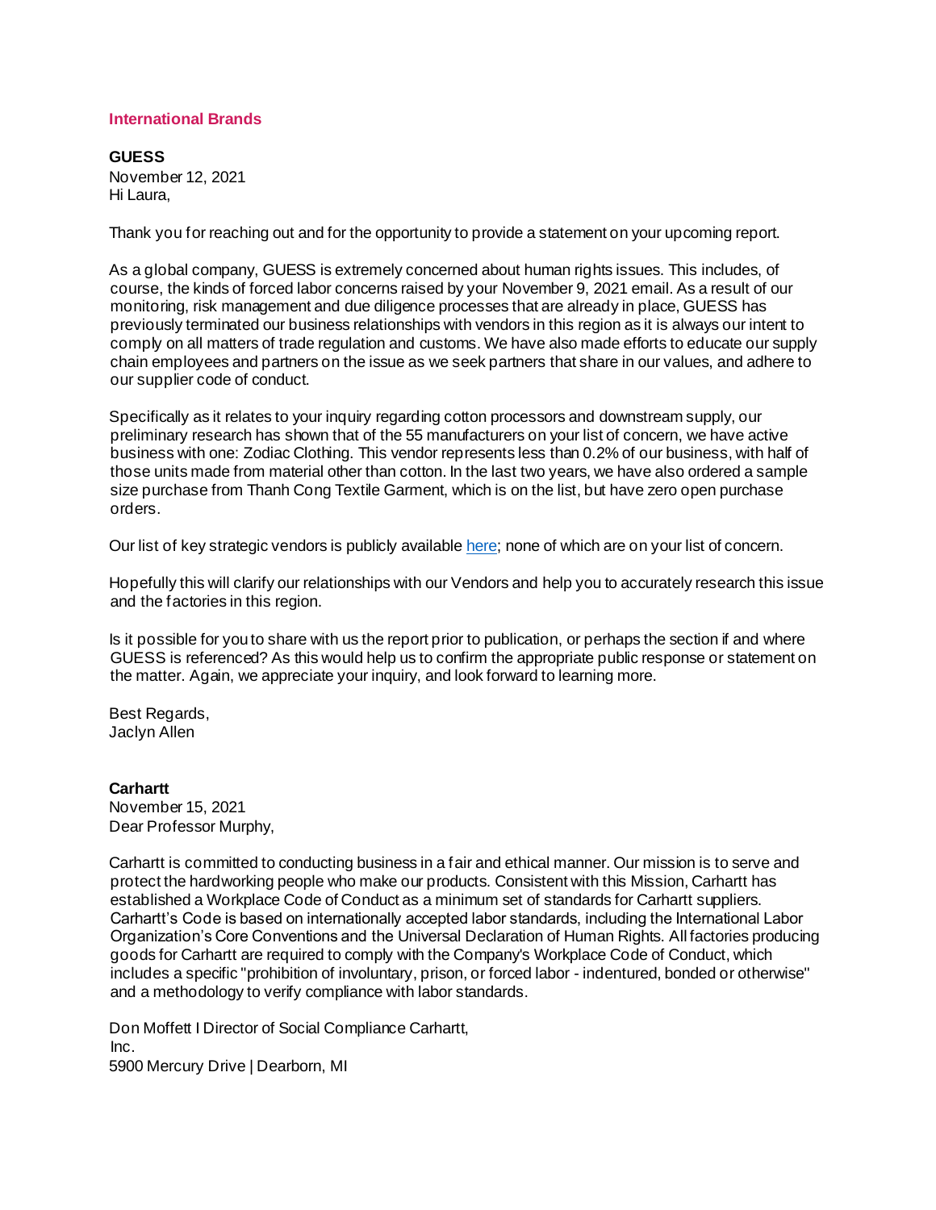## International Brands

### GUESS

November 12, 2021

Hi Laura,

Thank you for reaching out and for the opportunity to provide a statement on your upcoming report.

As a global company, GUESS is extremely concerned about human rights issues. This includes, of course, the kinds of forced labor concerns raised by your November 9, 2021 email. As a result of our monitoring, risk management and due diligence processes that are already in place, GUESS has previously terminated our business relationships with vendors in this region as it is always our intent to comply on all matters of trade regulation and customs. We have also made efforts to educate our supply chain employees and partners on the issue as we seek partners that share in our values, and adhere to our supplier code of conduct.

Specifically as it relates to your inquiry regarding cotton processors and downstream supply, our preliminary research has shown that of the 55 manufacturers on your list of concern, we have active business with one: Zodiac Clothing. This vendor represents less than 0.2% of our business, with half of those units made from material other than cotton. In the last two years, we have also ordered a sample size purchase from Thanh Cong Textile Garment, which is on the list, but have zero open purchase orders.

Our list of key strategic vendors is publicly available here; none of which are on your list of concern.

Hopefully this will clarify our relationships with our Vendors and help you to accurately research this issue and the factories in this region.

Is it possible for you to share with us the report prior to publication, or perhaps the section if and where GUESS is referenced? As this would help us to confirm the appropriate public response or statement on the matter. Again, we appreciate your inquiry, and look forward to learning more.

Best Regards,
Jaclyn Allen

### Carhartt

November 15, 2021

Dear Professor Murphy,

Carhartt is committed to conducting business in a fair and ethical manner. Our mission is to serve and protect the hardworking people who make our products. Consistent with this Mission, Carhartt has established a Workplace Code of Conduct as a minimum set of standards for Carhartt suppliers. Carhartt's Code is based on internationally accepted labor standards, including the International Labor Organization's Core Conventions and the Universal Declaration of Human Rights. All factories producing goods for Carhartt are required to comply with the Company's Workplace Code of Conduct, which includes a specific "prohibition of involuntary, prison, or forced labor - indentured, bonded or otherwise" and a methodology to verify compliance with labor standards.

Don Moffett I Director of Social Compliance Carhartt, Inc.
5900 Mercury Drive | Dearborn, MI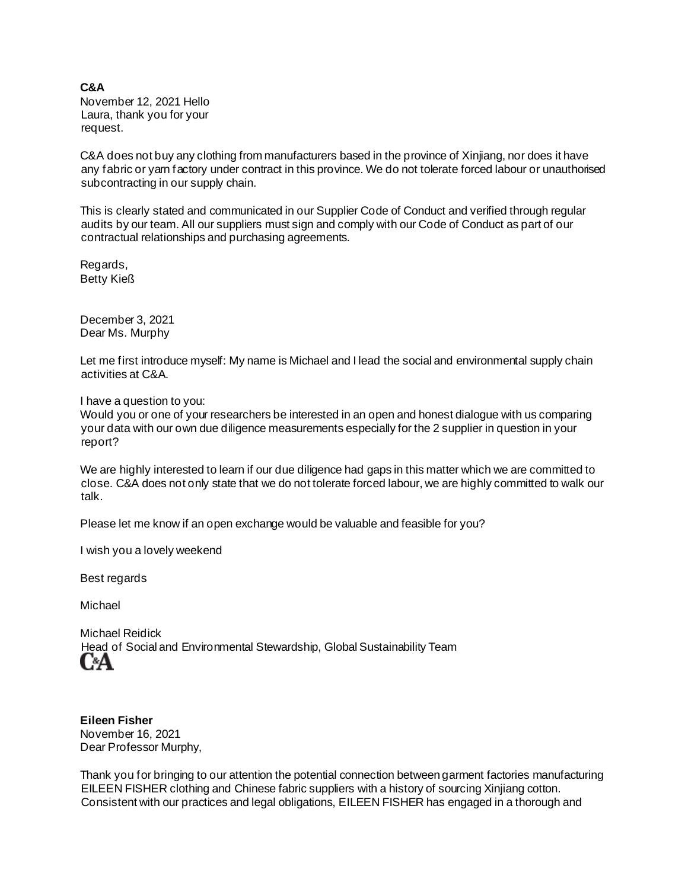**C&A**

November 12, 2021 Hello Laura, thank you for your request.

C&A does not buy any clothing from manufacturers based in the province of Xinjiang, nor does it have any fabric or yarn factory under contract in this province. We do not tolerate forced labour or unauthorised subcontracting in our supply chain.

This is clearly stated and communicated in our Supplier Code of Conduct and verified through regular audits by our team. All our suppliers must sign and comply with our Code of Conduct as part of our contractual relationships and purchasing agreements.

Regards,
Betty Kieß

December 3, 2021
Dear Ms. Murphy

Let me first introduce myself: My name is Michael and I lead the social and environmental supply chain activities at C&A.

I have a question to you:
Would you or one of your researchers be interested in an open and honest dialogue with us comparing your data with our own due diligence measurements especially for the 2 supplier in question in your report?

We are highly interested to learn if our due diligence had gaps in this matter which we are committed to close. C&A does not only state that we do not tolerate forced labour, we are highly committed to walk our talk.

Please let me know if an open exchange would be valuable and feasible for you?

I wish you a lovely weekend

Best regards

Michael

Michael Reidick
Head of Social and Environmental Stewardship, Global Sustainability Team
C&A

**Eileen Fisher**

November 16, 2021
Dear Professor Murphy,

Thank you for bringing to our attention the potential connection between garment factories manufacturing EILEEN FISHER clothing and Chinese fabric suppliers with a history of sourcing Xinjiang cotton. Consistent with our practices and legal obligations, EILEEN FISHER has engaged in a thorough and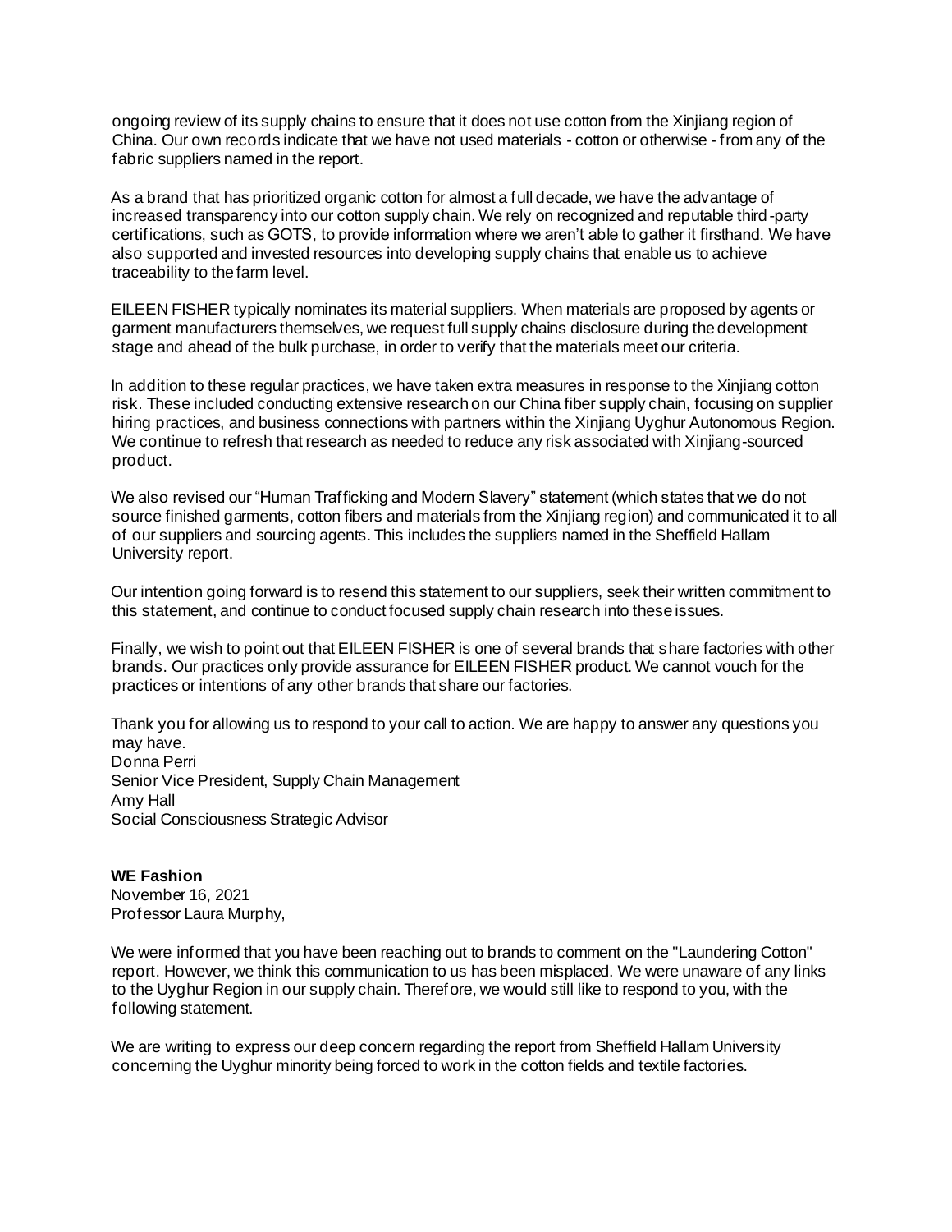ongoing review of its supply chains to ensure that it does not use cotton from the Xinjiang region of China. Our own records indicate that we have not used materials - cotton or otherwise - from any of the fabric suppliers named in the report.

As a brand that has prioritized organic cotton for almost a full decade, we have the advantage of increased transparency into our cotton supply chain. We rely on recognized and reputable third-party certifications, such as GOTS, to provide information where we aren't able to gather it firsthand. We have also supported and invested resources into developing supply chains that enable us to achieve traceability to the farm level.

EILEEN FISHER typically nominates its material suppliers. When materials are proposed by agents or garment manufacturers themselves, we request full supply chains disclosure during the development stage and ahead of the bulk purchase, in order to verify that the materials meet our criteria.

In addition to these regular practices, we have taken extra measures in response to the Xinjiang cotton risk. These included conducting extensive research on our China fiber supply chain, focusing on supplier hiring practices, and business connections with partners within the Xinjiang Uyghur Autonomous Region. We continue to refresh that research as needed to reduce any risk associated with Xinjiang-sourced product.

We also revised our "Human Trafficking and Modern Slavery" statement (which states that we do not source finished garments, cotton fibers and materials from the Xinjiang region) and communicated it to all of our suppliers and sourcing agents. This includes the suppliers named in the Sheffield Hallam University report.

Our intention going forward is to resend this statement to our suppliers, seek their written commitment to this statement, and continue to conduct focused supply chain research into these issues.

Finally, we wish to point out that EILEEN FISHER is one of several brands that share factories with other brands. Our practices only provide assurance for EILEEN FISHER product. We cannot vouch for the practices or intentions of any other brands that share our factories.

Thank you for allowing us to respond to your call to action. We are happy to answer any questions you may have.
Donna Perri
Senior Vice President, Supply Chain Management
Amy Hall
Social Consciousness Strategic Advisor

**WE Fashion**
November 16, 2021
Professor Laura Murphy,

We were informed that you have been reaching out to brands to comment on the "Laundering Cotton" report. However, we think this communication to us has been misplaced. We were unaware of any links to the Uyghur Region in our supply chain. Therefore, we would still like to respond to you, with the following statement.

We are writing to express our deep concern regarding the report from Sheffield Hallam University concerning the Uyghur minority being forced to work in the cotton fields and textile factories.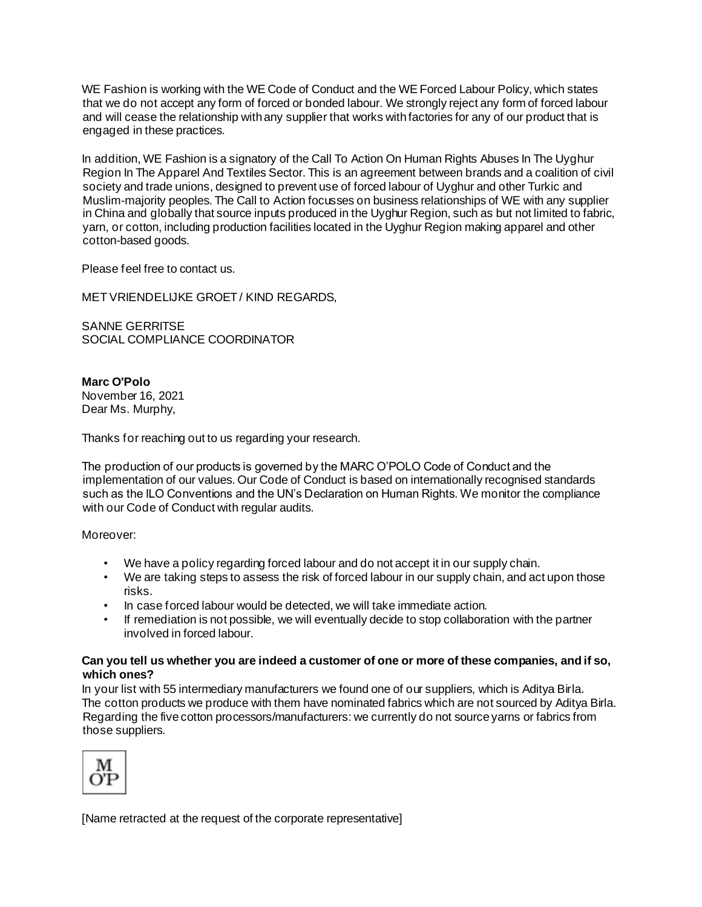WE Fashion is working with the WE Code of Conduct and the WE Forced Labour Policy, which states that we do not accept any form of forced or bonded labour. We strongly reject any form of forced labour and will cease the relationship with any supplier that works with factories for any of our product that is engaged in these practices.

In addition, WE Fashion is a signatory of the Call To Action On Human Rights Abuses In The Uyghur Region In The Apparel And Textiles Sector. This is an agreement between brands and a coalition of civil society and trade unions, designed to prevent use of forced labour of Uyghur and other Turkic and Muslim-majority peoples. The Call to Action focusses on business relationships of WE with any supplier in China and globally that source inputs produced in the Uyghur Region, such as but not limited to fabric, yarn, or cotton, including production facilities located in the Uyghur Region making apparel and other cotton-based goods.

Please feel free to contact us.

MET VRIENDELIJKE GROET / KIND REGARDS,

SANNE GERRITSE
SOCIAL COMPLIANCE COORDINATOR

**Marc O'Polo**
November 16, 2021
Dear Ms. Murphy,

Thanks for reaching out to us regarding your research.

The production of our products is governed by the MARC O'POLO Code of Conduct and the implementation of our values. Our Code of Conduct is based on internationally recognised standards such as the ILO Conventions and the UN's Declaration on Human Rights. We monitor the compliance with our Code of Conduct with regular audits.

Moreover:

- We have a policy regarding forced labour and do not accept it in our supply chain.
- We are taking steps to assess the risk of forced labour in our supply chain, and act upon those risks.
- In case forced labour would be detected, we will take immediate action.
- If remediation is not possible, we will eventually decide to stop collaboration with the partner involved in forced labour.

**Can you tell us whether you are indeed a customer of one or more of these companies, and if so, which ones?**
In your list with 55 intermediary manufacturers we found one of our suppliers, which is Aditya Birla. The cotton products we produce with them have nominated fabrics which are not sourced by Aditya Birla. Regarding the five cotton processors/manufacturers: we currently do not source yarns or fabrics from those suppliers.

M O'P

[Name retracted at the request of the corporate representative]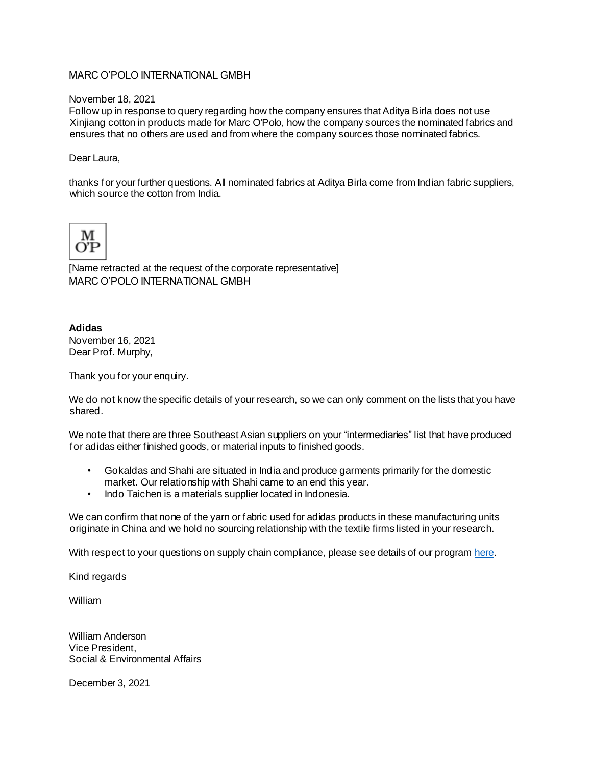MARC O'POLO INTERNATIONAL GMBH

November 18, 2021
Follow up in response to query regarding how the company ensures that Aditya Birla does not use Xinjiang cotton in products made for Marc O'Polo, how the company sources the nominated fabrics and ensures that no others are used and from where the company sources those nominated fabrics.

Dear Laura,

thanks for your further questions. All nominated fabrics at Aditya Birla come from Indian fabric suppliers, which source the cotton from India.

M
O'P

[Name retracted at the request of the corporate representative]
MARC O'POLO INTERNATIONAL GMBH

**Adidas**
November 16, 2021
Dear Prof. Murphy,

Thank you for your enquiry.

We do not know the specific details of your research, so we can only comment on the lists that you have shared.

We note that there are three Southeast Asian suppliers on your "intermediaries" list that have produced for adidas either finished goods, or material inputs to finished goods.

- Gokaldas and Shahi are situated in India and produce garments primarily for the domestic market. Our relationship with Shahi came to an end this year.
- Indo Taichen is a materials supplier located in Indonesia.

We can confirm that none of the yarn or fabric used for adidas products in these manufacturing units originate in China and we hold no sourcing relationship with the textile firms listed in your research.

With respect to your questions on supply chain compliance, please see details of our program here.

Kind regards

William

William Anderson
Vice President,
Social & Environmental Affairs

December 3, 2021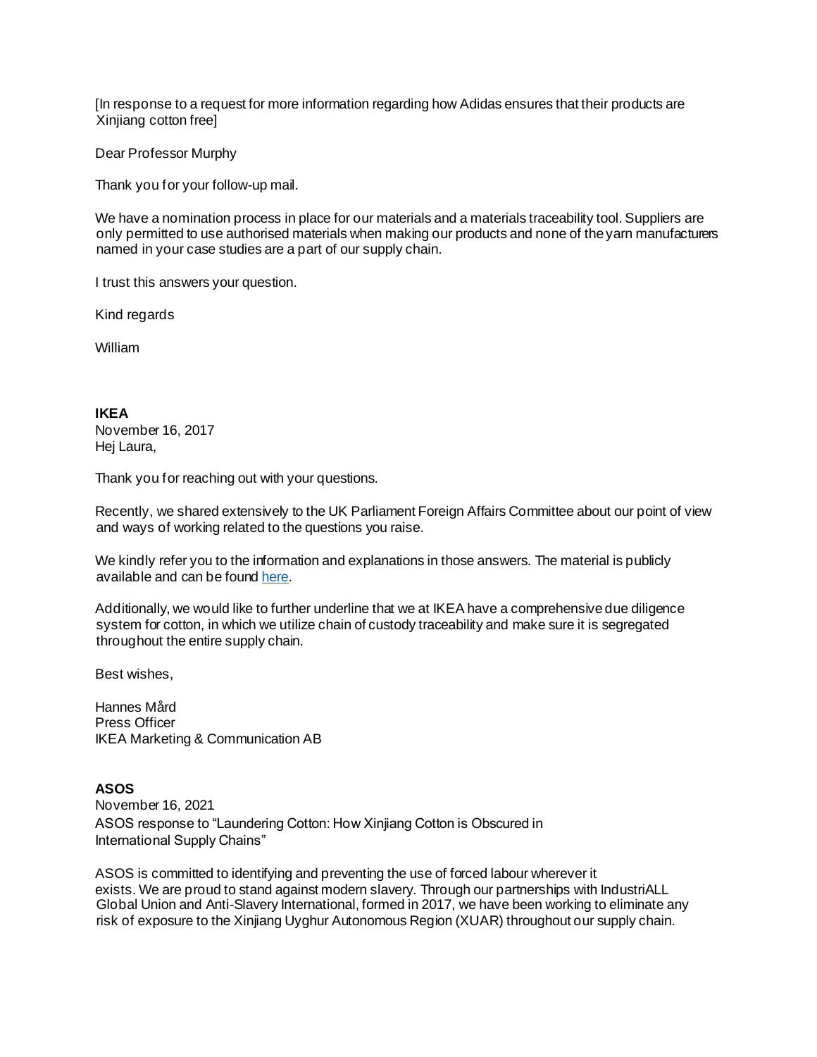[In response to a request for more information regarding how Adidas ensures that their products are Xinjiang cotton free]

Dear Professor Murphy

Thank you for your follow-up mail.

We have a nomination process in place for our materials and a materials traceability tool. Suppliers are only permitted to use authorised materials when making our products and none of the yarn manufacturers named in your case studies are a part of our supply chain.

I trust this answers your question.

Kind regards

William

**IKEA**

November 16, 2017

Hej Laura,

Thank you for reaching out with your questions.

Recently, we shared extensively to the UK Parliament Foreign Affairs Committee about our point of view and ways of working related to the questions you raise.

We kindly refer you to the information and explanations in those answers. The material is publicly available and can be found here.

Additionally, we would like to further underline that we at IKEA have a comprehensive due diligence system for cotton, in which we utilize chain of custody traceability and make sure it is segregated throughout the entire supply chain.

Best wishes,

Hannes Mård
Press Officer
IKEA Marketing & Communication AB

**ASOS**

November 16, 2021

ASOS response to "Laundering Cotton: How Xinjiang Cotton is Obscured in International Supply Chains"

ASOS is committed to identifying and preventing the use of forced labour wherever it exists. We are proud to stand against modern slavery. Through our partnerships with IndustriALL Global Union and Anti-Slavery International, formed in 2017, we have been working to eliminate any risk of exposure to the Xinjiang Uyghur Autonomous Region (XUAR) throughout our supply chain.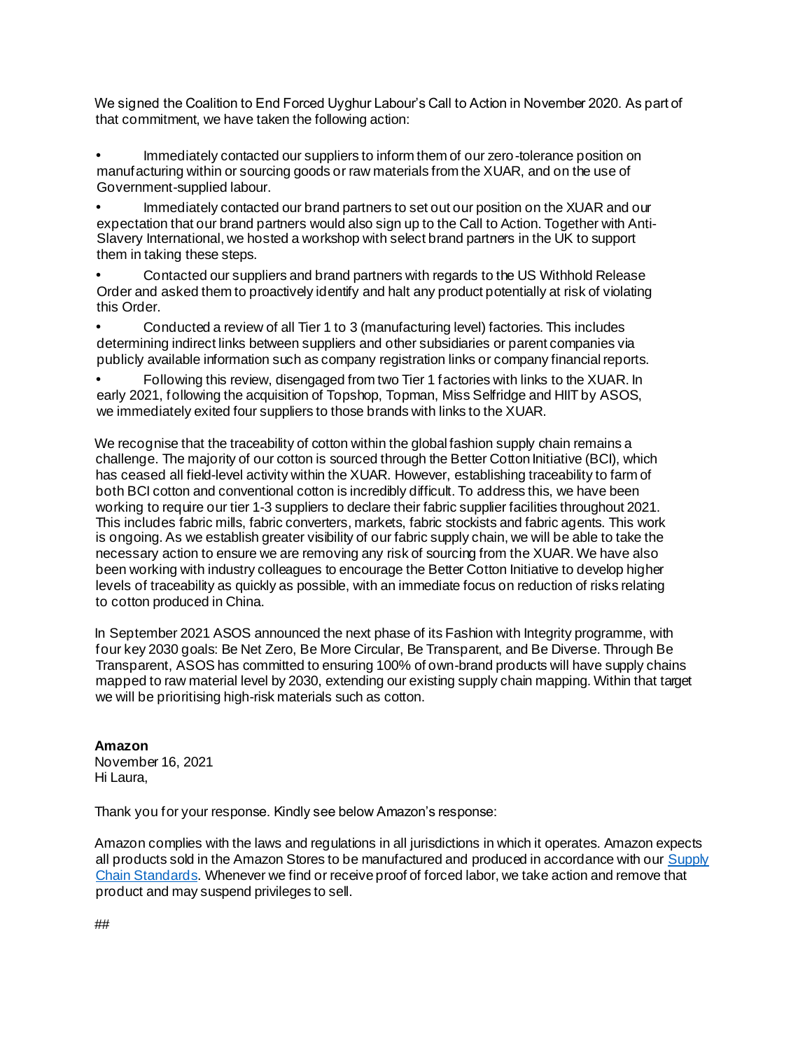We signed the Coalition to End Forced Uyghur Labour's Call to Action in November 2020. As part of that commitment, we have taken the following action:

- Immediately contacted our suppliers to inform them of our zero-tolerance position on manufacturing within or sourcing goods or raw materials from the XUAR, and on the use of Government-supplied labour.
- Immediately contacted our brand partners to set out our position on the XUAR and our expectation that our brand partners would also sign up to the Call to Action. Together with Anti-Slavery International, we hosted a workshop with select brand partners in the UK to support them in taking these steps.
- Contacted our suppliers and brand partners with regards to the US Withhold Release Order and asked them to proactively identify and halt any product potentially at risk of violating this Order.
- Conducted a review of all Tier 1 to 3 (manufacturing level) factories. This includes determining indirect links between suppliers and other subsidiaries or parent companies via publicly available information such as company registration links or company financial reports.
- Following this review, disengaged from two Tier 1 factories with links to the XUAR. In early 2021, following the acquisition of Topshop, Topman, Miss Selfridge and HIIT by ASOS, we immediately exited four suppliers to those brands with links to the XUAR.

We recognise that the traceability of cotton within the global fashion supply chain remains a challenge. The majority of our cotton is sourced through the Better Cotton Initiative (BCI), which has ceased all field-level activity within the XUAR. However, establishing traceability to farm of both BCI cotton and conventional cotton is incredibly difficult. To address this, we have been working to require our tier 1-3 suppliers to declare their fabric supplier facilities throughout 2021. This includes fabric mills, fabric converters, markets, fabric stockists and fabric agents. This work is ongoing. As we establish greater visibility of our fabric supply chain, we will be able to take the necessary action to ensure we are removing any risk of sourcing from the XUAR. We have also been working with industry colleagues to encourage the Better Cotton Initiative to develop higher levels of traceability as quickly as possible, with an immediate focus on reduction of risks relating to cotton produced in China.

In September 2021 ASOS announced the next phase of its Fashion with Integrity programme, with four key 2030 goals: Be Net Zero, Be More Circular, Be Transparent, and Be Diverse. Through Be Transparent, ASOS has committed to ensuring 100% of own-brand products will have supply chains mapped to raw material level by 2030, extending our existing supply chain mapping. Within that target we will be prioritising high-risk materials such as cotton.

**Amazon**
November 16, 2021
Hi Laura,

Thank you for your response. Kindly see below Amazon's response:

Amazon complies with the laws and regulations in all jurisdictions in which it operates. Amazon expects all products sold in the Amazon Stores to be manufactured and produced in accordance with our Supply Chain Standards. Whenever we find or receive proof of forced labor, we take action and remove that product and may suspend privileges to sell.

##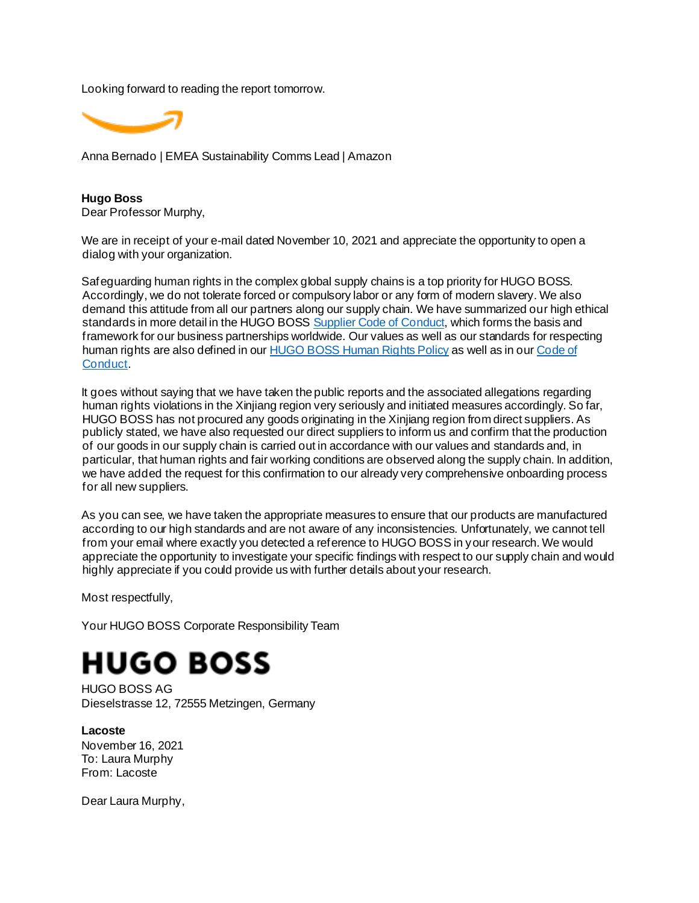Looking forward to reading the report tomorrow.

Anna Bernado | EMEA Sustainability Comms Lead | Amazon

**Hugo Boss**

Dear Professor Murphy,

We are in receipt of your e-mail dated November 10, 2021 and appreciate the opportunity to open a dialog with your organization.

Safeguarding human rights in the complex global supply chains is a top priority for HUGO BOSS. Accordingly, we do not tolerate forced or compulsory labor or any form of modern slavery. We also demand this attitude from all our partners along our supply chain. We have summarized our high ethical standards in more detail in the HUGO BOSS Supplier Code of Conduct, which forms the basis and framework for our business partnerships worldwide. Our values as well as our standards for respecting human rights are also defined in our HUGO BOSS Human Rights Policy as well as in our Code of Conduct.

It goes without saying that we have taken the public reports and the associated allegations regarding human rights violations in the Xinjiang region very seriously and initiated measures accordingly. So far, HUGO BOSS has not procured any goods originating in the Xinjiang region from direct suppliers. As publicly stated, we have also requested our direct suppliers to inform us and confirm that the production of our goods in our supply chain is carried out in accordance with our values and standards and, in particular, that human rights and fair working conditions are observed along the supply chain. In addition, we have added the request for this confirmation to our already very comprehensive onboarding process for all new suppliers.

As you can see, we have taken the appropriate measures to ensure that our products are manufactured according to our high standards and are not aware of any inconsistencies. Unfortunately, we cannot tell from your email where exactly you detected a reference to HUGO BOSS in your research. We would appreciate the opportunity to investigate your specific findings with respect to our supply chain and would highly appreciate if you could provide us with further details about your research.

Most respectfully,

Your HUGO BOSS Corporate Responsibility Team

**HUGO BOSS**

HUGO BOSS AG
Dieselstrasse 12, 72555 Metzingen, Germany

**Lacoste**

November 16, 2021
To: Laura Murphy
From: Lacoste

Dear Laura Murphy,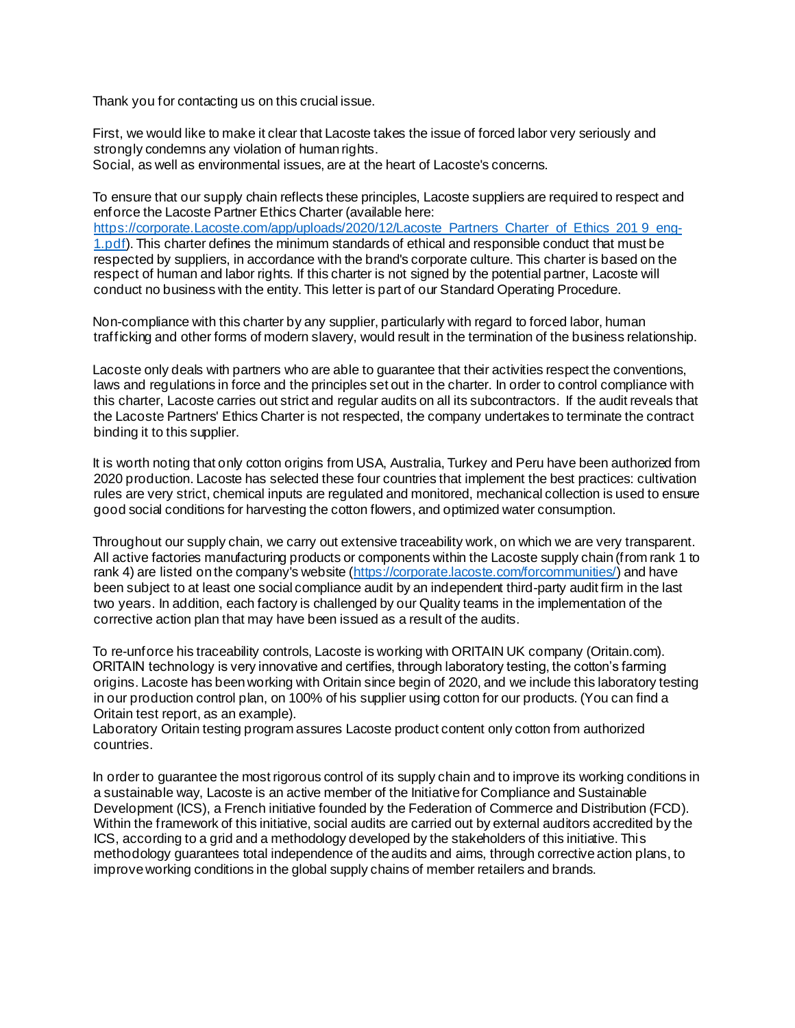Thank you for contacting us on this crucial issue.

First, we would like to make it clear that Lacoste takes the issue of forced labor very seriously and strongly condemns any violation of human rights.
Social, as well as environmental issues, are at the heart of Lacoste's concerns.

To ensure that our supply chain reflects these principles, Lacoste suppliers are required to respect and enforce the Lacoste Partner Ethics Charter (available here: https://corporate.Lacoste.com/app/uploads/2020/12/Lacoste_Partners_Charter_of_Ethics_201 9_eng-1.pdf). This charter defines the minimum standards of ethical and responsible conduct that must be respected by suppliers, in accordance with the brand's corporate culture. This charter is based on the respect of human and labor rights. If this charter is not signed by the potential partner, Lacoste will conduct no business with the entity. This letter is part of our Standard Operating Procedure.

Non-compliance with this charter by any supplier, particularly with regard to forced labor, human trafficking and other forms of modern slavery, would result in the termination of the business relationship.

Lacoste only deals with partners who are able to guarantee that their activities respect the conventions, laws and regulations in force and the principles set out in the charter. In order to control compliance with this charter, Lacoste carries out strict and regular audits on all its subcontractors. If the audit reveals that the Lacoste Partners' Ethics Charter is not respected, the company undertakes to terminate the contract binding it to this supplier.

It is worth noting that only cotton origins from USA, Australia, Turkey and Peru have been authorized from 2020 production. Lacoste has selected these four countries that implement the best practices: cultivation rules are very strict, chemical inputs are regulated and monitored, mechanical collection is used to ensure good social conditions for harvesting the cotton flowers, and optimized water consumption.

Throughout our supply chain, we carry out extensive traceability work, on which we are very transparent. All active factories manufacturing products or components within the Lacoste supply chain (from rank 1 to rank 4) are listed on the company's website (https://corporate.lacoste.com/forcommunities/) and have been subject to at least one social compliance audit by an independent third-party audit firm in the last two years. In addition, each factory is challenged by our Quality teams in the implementation of the corrective action plan that may have been issued as a result of the audits.

To re-unforce his traceability controls, Lacoste is working with ORITAIN UK company (Oritain.com). ORITAIN technology is very innovative and certifies, through laboratory testing, the cotton's farming origins. Lacoste has been working with Oritain since begin of 2020, and we include this laboratory testing in our production control plan, on 100% of his supplier using cotton for our products. (You can find a Oritain test report, as an example).
Laboratory Oritain testing program assures Lacoste product content only cotton from authorized countries.

In order to guarantee the most rigorous control of its supply chain and to improve its working conditions in a sustainable way, Lacoste is an active member of the Initiative for Compliance and Sustainable Development (ICS), a French initiative founded by the Federation of Commerce and Distribution (FCD). Within the framework of this initiative, social audits are carried out by external auditors accredited by the ICS, according to a grid and a methodology developed by the stakeholders of this initiative. This methodology guarantees total independence of the audits and aims, through corrective action plans, to improve working conditions in the global supply chains of member retailers and brands.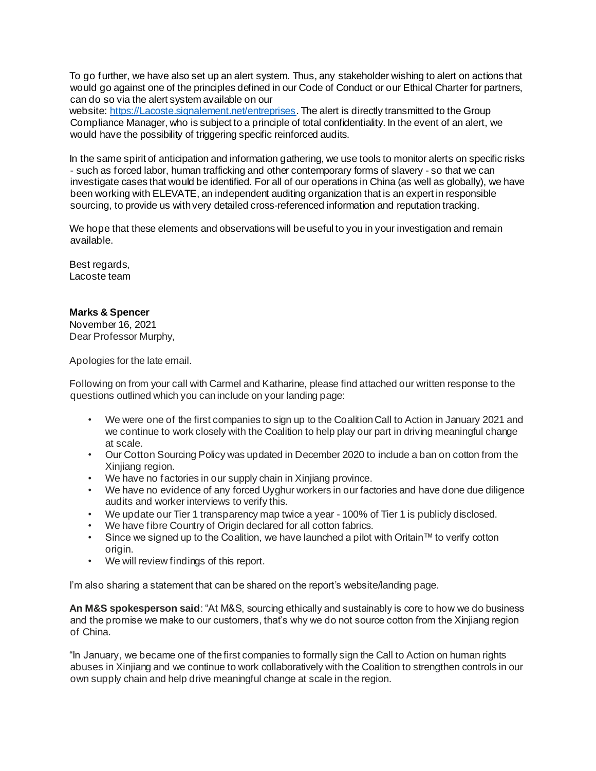To go further, we have also set up an alert system. Thus, any stakeholder wishing to alert on actions that would go against one of the principles defined in our Code of Conduct or our Ethical Charter for partners, can do so via the alert system available on our website: https://Lacoste.signalement.net/entreprises. The alert is directly transmitted to the Group Compliance Manager, who is subject to a principle of total confidentiality. In the event of an alert, we would have the possibility of triggering specific reinforced audits.

In the same spirit of anticipation and information gathering, we use tools to monitor alerts on specific risks - such as forced labor, human trafficking and other contemporary forms of slavery - so that we can investigate cases that would be identified. For all of our operations in China (as well as globally), we have been working with ELEVATE, an independent auditing organization that is an expert in responsible sourcing, to provide us with very detailed cross-referenced information and reputation tracking.

We hope that these elements and observations will be useful to you in your investigation and remain available.

Best regards,
Lacoste team

**Marks & Spencer**
November 16, 2021
Dear Professor Murphy,

Apologies for the late email.

Following on from your call with Carmel and Katharine, please find attached our written response to the questions outlined which you can include on your landing page:

- We were one of the first companies to sign up to the Coalition Call to Action in January 2021 and we continue to work closely with the Coalition to help play our part in driving meaningful change at scale.
- Our Cotton Sourcing Policy was updated in December 2020 to include a ban on cotton from the Xinjiang region.
- We have no factories in our supply chain in Xinjiang province.
- We have no evidence of any forced Uyghur workers in our factories and have done due diligence audits and worker interviews to verify this.
- We update our Tier 1 transparency map twice a year - 100% of Tier 1 is publicly disclosed.
- We have fibre Country of Origin declared for all cotton fabrics.
- Since we signed up to the Coalition, we have launched a pilot with Oritain™ to verify cotton origin.
- We will review findings of this report.

I'm also sharing a statement that can be shared on the report's website/landing page.

**An M&S spokesperson said**: "At M&S, sourcing ethically and sustainably is core to how we do business and the promise we make to our customers, that's why we do not source cotton from the Xinjiang region of China.

"In January, we became one of the first companies to formally sign the Call to Action on human rights abuses in Xinjiang and we continue to work collaboratively with the Coalition to strengthen controls in our own supply chain and help drive meaningful change at scale in the region.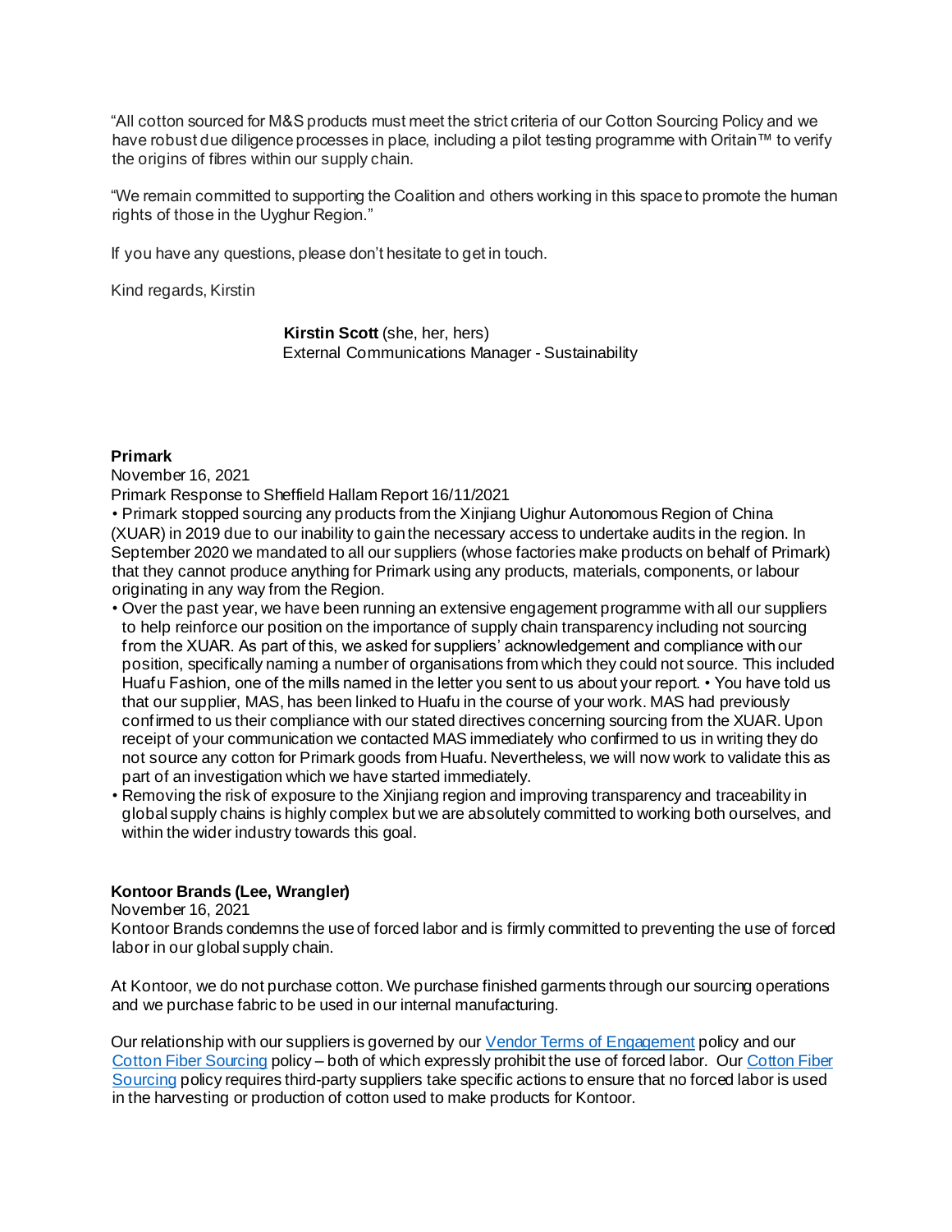"All cotton sourced for M&S products must meet the strict criteria of our Cotton Sourcing Policy and we have robust due diligence processes in place, including a pilot testing programme with Oritain™ to verify the origins of fibres within our supply chain.

"We remain committed to supporting the Coalition and others working in this space to promote the human rights of those in the Uyghur Region."

If you have any questions, please don't hesitate to get in touch.

Kind regards, Kirstin

**Kirstin Scott** (she, her, hers)
External Communications Manager - Sustainability

**Primark**

November 16, 2021

Primark Response to Sheffield Hallam Report 16/11/2021

- Primark stopped sourcing any products from the Xinjiang Uighur Autonomous Region of China (XUAR) in 2019 due to our inability to gain the necessary access to undertake audits in the region. In September 2020 we mandated to all our suppliers (whose factories make products on behalf of Primark) that they cannot produce anything for Primark using any products, materials, components, or labour originating in any way from the Region.
- Over the past year, we have been running an extensive engagement programme with all our suppliers to help reinforce our position on the importance of supply chain transparency including not sourcing from the XUAR. As part of this, we asked for suppliers' acknowledgement and compliance with our position, specifically naming a number of organisations from which they could not source. This included Huafu Fashion, one of the mills named in the letter you sent to us about your report. • You have told us that our supplier, MAS, has been linked to Huafu in the course of your work. MAS had previously confirmed to us their compliance with our stated directives concerning sourcing from the XUAR. Upon receipt of your communication we contacted MAS immediately who confirmed to us in writing they do not source any cotton for Primark goods from Huafu. Nevertheless, we will now work to validate this as part of an investigation which we have started immediately.
- Removing the risk of exposure to the Xinjiang region and improving transparency and traceability in global supply chains is highly complex but we are absolutely committed to working both ourselves, and within the wider industry towards this goal.

**Kontoor Brands (Lee, Wrangler)**

November 16, 2021

Kontoor Brands condemns the use of forced labor and is firmly committed to preventing the use of forced labor in our global supply chain.

At Kontoor, we do not purchase cotton. We purchase finished garments through our sourcing operations and we purchase fabric to be used in our internal manufacturing.

Our relationship with our suppliers is governed by our Vendor Terms of Engagement policy and our Cotton Fiber Sourcing policy – both of which expressly prohibit the use of forced labor. Our Cotton Fiber Sourcing policy requires third-party suppliers take specific actions to ensure that no forced labor is used in the harvesting or production of cotton used to make products for Kontoor.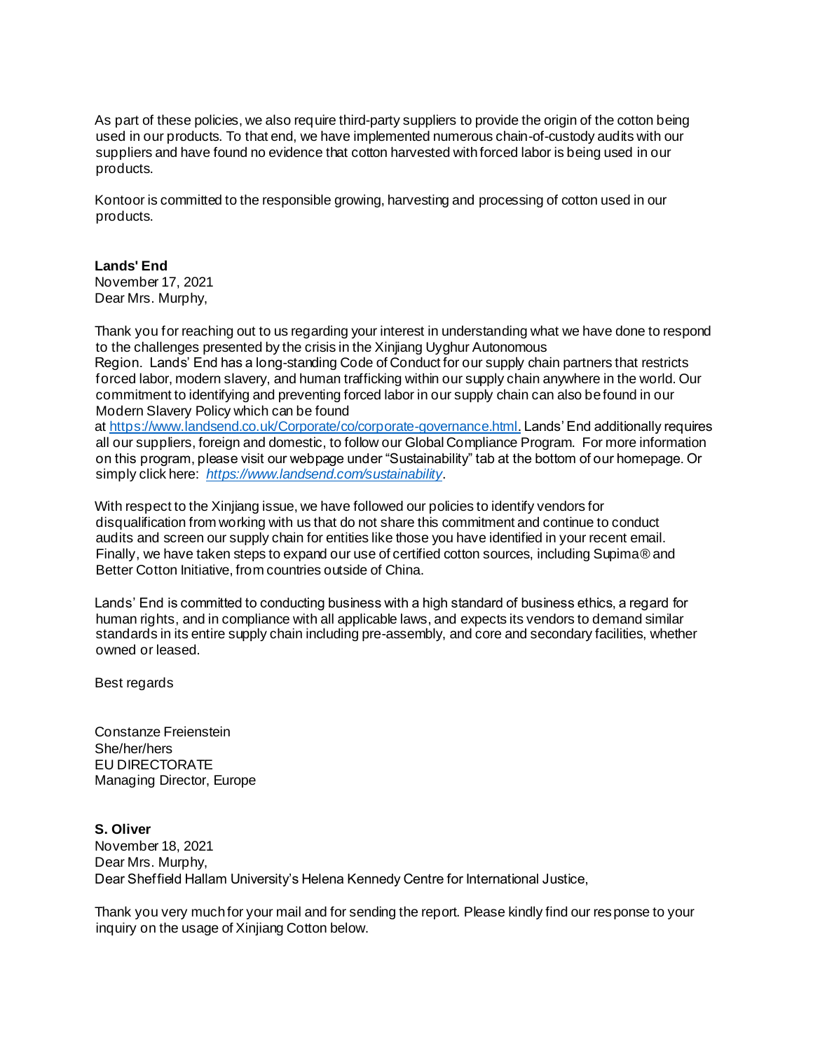As part of these policies, we also require third-party suppliers to provide the origin of the cotton being used in our products. To that end, we have implemented numerous chain-of-custody audits with our suppliers and have found no evidence that cotton harvested with forced labor is being used in our products.

Kontoor is committed to the responsible growing, harvesting and processing of cotton used in our products.

**Lands' End**
November 17, 2021
Dear Mrs. Murphy,

Thank you for reaching out to us regarding your interest in understanding what we have done to respond to the challenges presented by the crisis in the Xinjiang Uyghur Autonomous Region. Lands' End has a long-standing Code of Conduct for our supply chain partners that restricts forced labor, modern slavery, and human trafficking within our supply chain anywhere in the world. Our commitment to identifying and preventing forced labor in our supply chain can also be found in our Modern Slavery Policy which can be found at https://www.landsend.co.uk/Corporate/co/corporate-governance.html. Lands' End additionally requires all our suppliers, foreign and domestic, to follow our Global Compliance Program. For more information on this program, please visit our webpage under "Sustainability" tab at the bottom of our homepage. Or simply click here: *https://www.landsend.com/sustainability*.

With respect to the Xinjiang issue, we have followed our policies to identify vendors for disqualification from working with us that do not share this commitment and continue to conduct audits and screen our supply chain for entities like those you have identified in your recent email. Finally, we have taken steps to expand our use of certified cotton sources, including Supima® and Better Cotton Initiative, from countries outside of China.

Lands' End is committed to conducting business with a high standard of business ethics, a regard for human rights, and in compliance with all applicable laws, and expects its vendors to demand similar standards in its entire supply chain including pre-assembly, and core and secondary facilities, whether owned or leased.

Best regards

Constanze Freienstein
She/her/hers
EU DIRECTORATE
Managing Director, Europe

**S. Oliver**
November 18, 2021
Dear Mrs. Murphy,
Dear Sheffield Hallam University's Helena Kennedy Centre for International Justice,

Thank you very much for your mail and for sending the report. Please kindly find our response to your inquiry on the usage of Xinjiang Cotton below.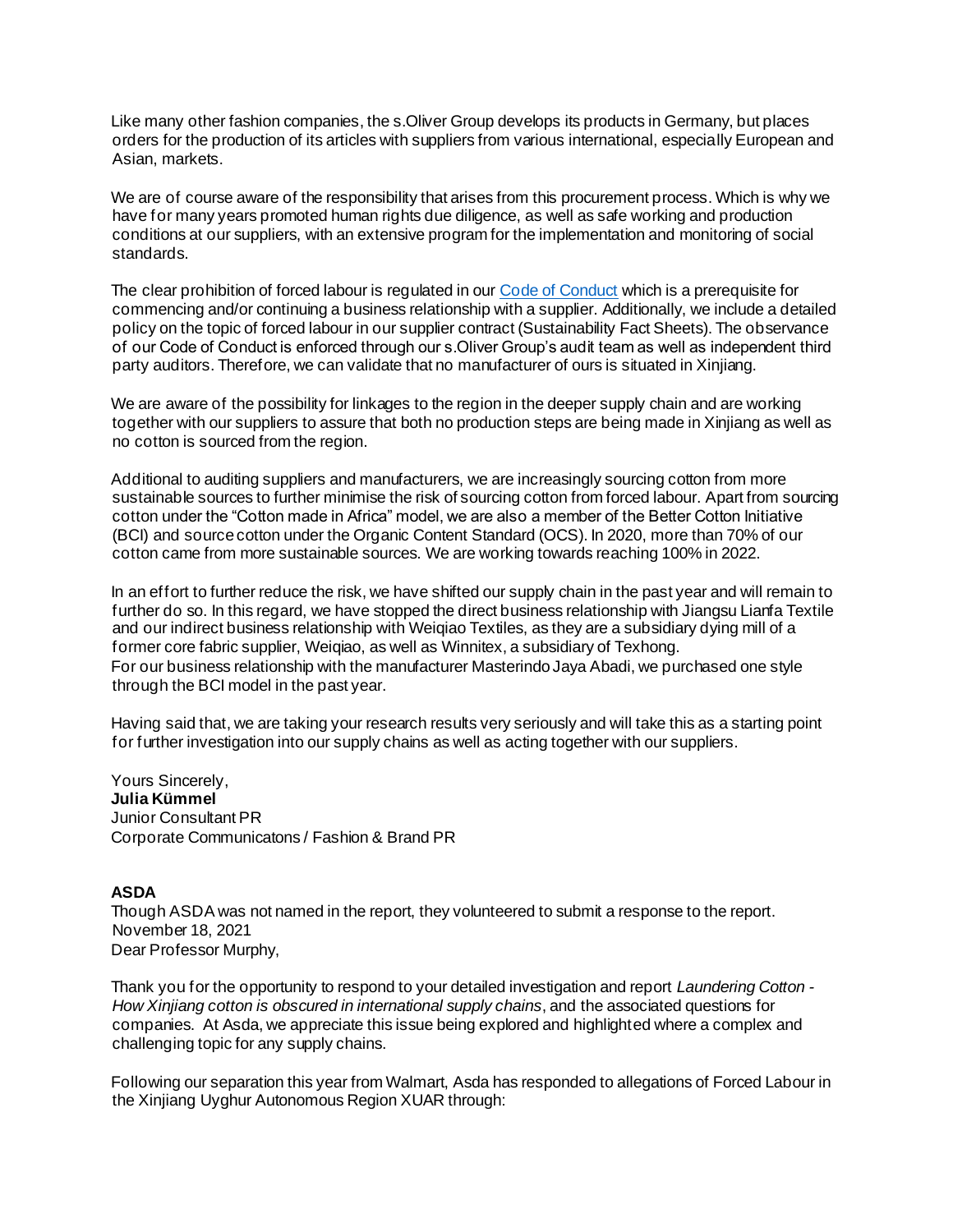Like many other fashion companies, the s.Oliver Group develops its products in Germany, but places orders for the production of its articles with suppliers from various international, especially European and Asian, markets.

We are of course aware of the responsibility that arises from this procurement process. Which is why we have for many years promoted human rights due diligence, as well as safe working and production conditions at our suppliers, with an extensive program for the implementation and monitoring of social standards.

The clear prohibition of forced labour is regulated in our [Code of Conduct] which is a prerequisite for commencing and/or continuing a business relationship with a supplier. Additionally, we include a detailed policy on the topic of forced labour in our supplier contract (Sustainability Fact Sheets). The observance of our Code of Conduct is enforced through our s.Oliver Group's audit team as well as independent third party auditors. Therefore, we can validate that no manufacturer of ours is situated in Xinjiang.

We are aware of the possibility for linkages to the region in the deeper supply chain and are working together with our suppliers to assure that both no production steps are being made in Xinjiang as well as no cotton is sourced from the region.

Additional to auditing suppliers and manufacturers, we are increasingly sourcing cotton from more sustainable sources to further minimise the risk of sourcing cotton from forced labour. Apart from sourcing cotton under the "Cotton made in Africa" model, we are also a member of the Better Cotton Initiative (BCI) and source cotton under the Organic Content Standard (OCS). In 2020, more than 70% of our cotton came from more sustainable sources. We are working towards reaching 100% in 2022.

In an effort to further reduce the risk, we have shifted our supply chain in the past year and will remain to further do so. In this regard, we have stopped the direct business relationship with Jiangsu Lianfa Textile and our indirect business relationship with Weiqiao Textiles, as they are a subsidiary dying mill of a former core fabric supplier, Weiqiao, as well as Winnitex, a subsidiary of Texhong.
For our business relationship with the manufacturer Masterindo Jaya Abadi, we purchased one style through the BCI model in the past year.

Having said that, we are taking your research results very seriously and will take this as a starting point for further investigation into our supply chains as well as acting together with our suppliers.

Yours Sincerely,
**Julia Kümmel**
Junior Consultant PR
Corporate Communicatons / Fashion & Brand PR

**ASDA**

Though ASDA was not named in the report, they volunteered to submit a response to the report.
November 18, 2021
Dear Professor Murphy,

Thank you for the opportunity to respond to your detailed investigation and report *Laundering Cotton - How Xinjiang cotton is obscured in international supply chains*, and the associated questions for companies. At Asda, we appreciate this issue being explored and highlighted where a complex and challenging topic for any supply chains.

Following our separation this year from Walmart, Asda has responded to allegations of Forced Labour in the Xinjiang Uyghur Autonomous Region XUAR through: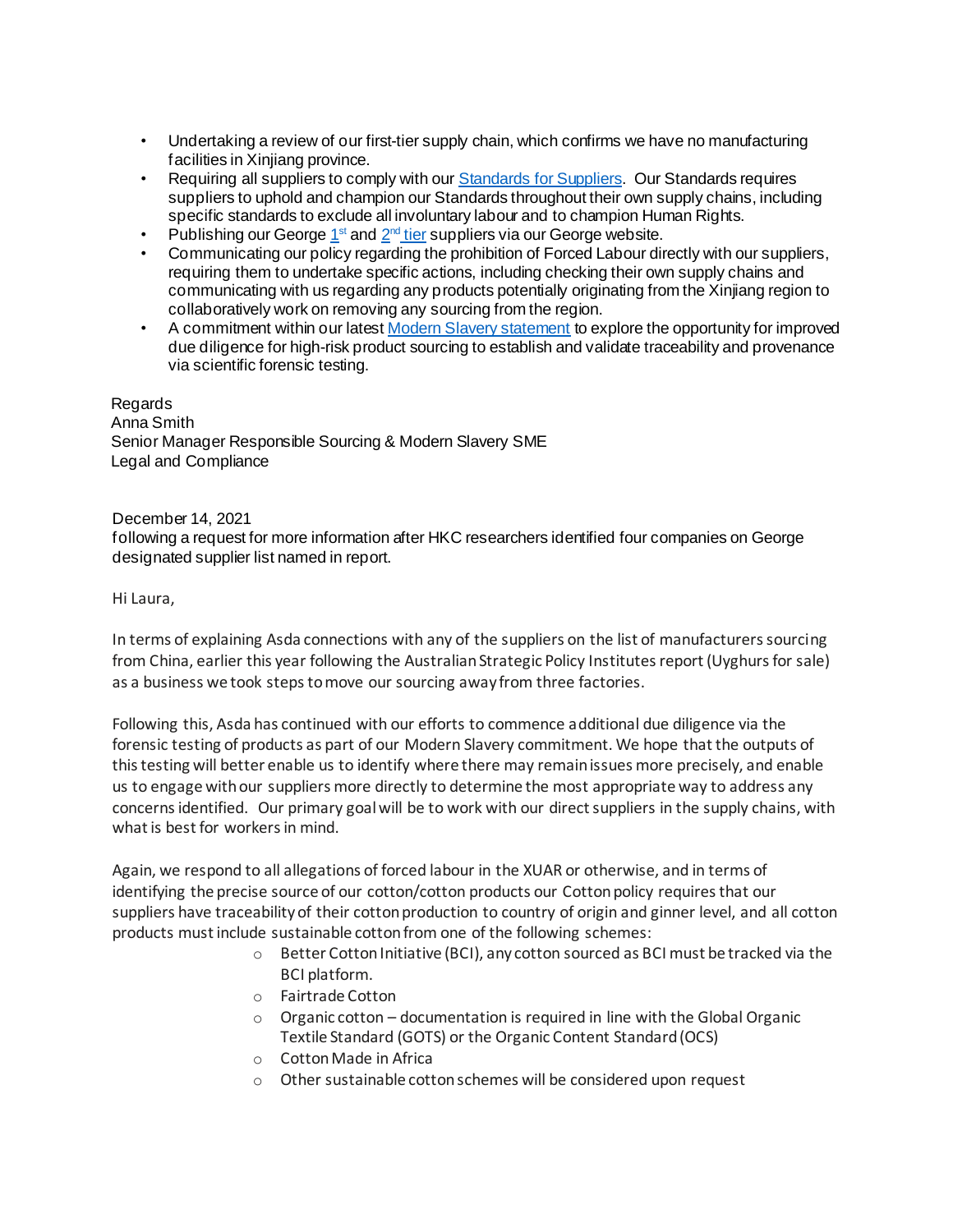- Undertaking a review of our first-tier supply chain, which confirms we have no manufacturing facilities in Xinjiang province.
- Requiring all suppliers to comply with our Standards for Suppliers. Our Standards requires suppliers to uphold and champion our Standards throughout their own supply chains, including specific standards to exclude all involuntary labour and to champion Human Rights.
- Publishing our George 1st and 2nd tier suppliers via our George website.
- Communicating our policy regarding the prohibition of Forced Labour directly with our suppliers, requiring them to undertake specific actions, including checking their own supply chains and communicating with us regarding any products potentially originating from the Xinjiang region to collaboratively work on removing any sourcing from the region.
- A commitment within our latest Modern Slavery statement to explore the opportunity for improved due diligence for high-risk product sourcing to establish and validate traceability and provenance via scientific forensic testing.

Regards
Anna Smith
Senior Manager Responsible Sourcing & Modern Slavery SME
Legal and Compliance

December 14, 2021
following a request for more information after HKC researchers identified four companies on George designated supplier list named in report.

Hi Laura,

In terms of explaining Asda connections with any of the suppliers on the list of manufacturers sourcing from China, earlier this year following the Australian Strategic Policy Institutes report (Uyghurs for sale) as a business we took steps to move our sourcing away from three factories.

Following this, Asda has continued with our efforts to commence additional due diligence via the forensic testing of products as part of our Modern Slavery commitment. We hope that the outputs of this testing will better enable us to identify where there may remain issues more precisely, and enable us to engage with our suppliers more directly to determine the most appropriate way to address any concerns identified. Our primary goal will be to work with our direct suppliers in the supply chains, with what is best for workers in mind.

Again, we respond to all allegations of forced labour in the XUAR or otherwise, and in terms of identifying the precise source of our cotton/cotton products our Cotton policy requires that our suppliers have traceability of their cotton production to country of origin and ginner level, and all cotton products must include sustainable cotton from one of the following schemes:

- Better Cotton Initiative (BCI), any cotton sourced as BCI must be tracked via the BCI platform.
- Fairtrade Cotton
- Organic cotton – documentation is required in line with the Global Organic Textile Standard (GOTS) or the Organic Content Standard (OCS)
- Cotton Made in Africa
- Other sustainable cotton schemes will be considered upon request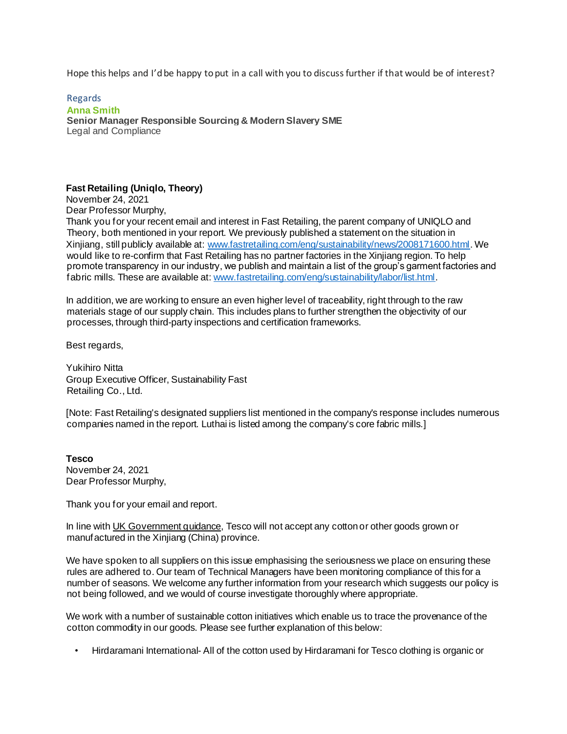Hope this helps and I'd be happy to put in a call with you to discuss further if that would be of interest?

Regards
**Anna Smith**
**Senior Manager Responsible Sourcing & Modern Slavery SME**
Legal and Compliance

**Fast Retailing (Uniqlo, Theory)**
November 24, 2021
Dear Professor Murphy,
Thank you for your recent email and interest in Fast Retailing, the parent company of UNIQLO and Theory, both mentioned in your report. We previously published a statement on the situation in Xinjiang, still publicly available at: [www.fastretailing.com/eng/sustainability/news/2008171600.html](www.fastretailing.com/eng/sustainability/news/2008171600.html). We would like to re-confirm that Fast Retailing has no partner factories in the Xinjiang region. To help promote transparency in our industry, we publish and maintain a list of the group's garment factories and fabric mills. These are available at: [www.fastretailing.com/eng/sustainability/labor/list.html](www.fastretailing.com/eng/sustainability/labor/list.html).

In addition, we are working to ensure an even higher level of traceability, right through to the raw materials stage of our supply chain. This includes plans to further strengthen the objectivity of our processes, through third-party inspections and certification frameworks.

Best regards,

Yukihiro Nitta
Group Executive Officer, Sustainability Fast Retailing Co., Ltd.

[Note: Fast Retailing's designated suppliers list mentioned in the company's response includes numerous companies named in the report. Luthai is listed among the company's core fabric mills.]

**Tesco**
November 24, 2021
Dear Professor Murphy,

Thank you for your email and report.

In line with UK Government guidance, Tesco will not accept any cotton or other goods grown or manufactured in the Xinjiang (China) province.

We have spoken to all suppliers on this issue emphasising the seriousness we place on ensuring these rules are adhered to. Our team of Technical Managers have been monitoring compliance of this for a number of seasons. We welcome any further information from your research which suggests our policy is not being followed, and we would of course investigate thoroughly where appropriate.

We work with a number of sustainable cotton initiatives which enable us to trace the provenance of the cotton commodity in our goods. Please see further explanation of this below:

- Hirdaramani International- All of the cotton used by Hirdaramani for Tesco clothing is organic or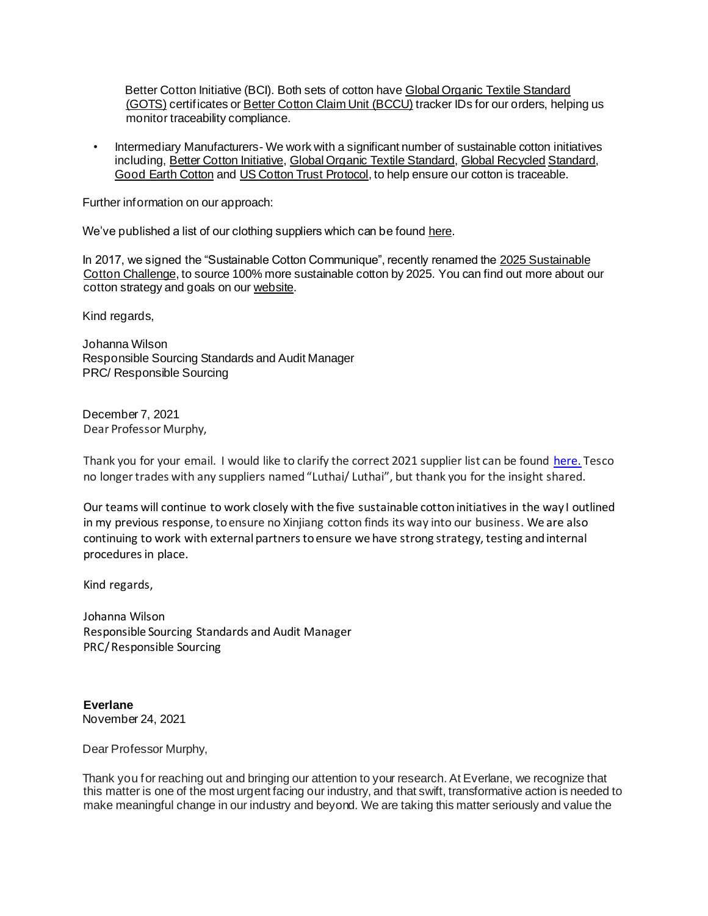Better Cotton Initiative (BCI). Both sets of cotton have Global Organic Textile Standard (GOTS) certificates or Better Cotton Claim Unit (BCCU) tracker IDs for our orders, helping us monitor traceability compliance.

- Intermediary Manufacturers - We work with a significant number of sustainable cotton initiatives including, Better Cotton Initiative, Global Organic Textile Standard, Global Recycled Standard, Good Earth Cotton and US Cotton Trust Protocol, to help ensure our cotton is traceable.

Further information on our approach:

We've published a list of our clothing suppliers which can be found here.

In 2017, we signed the "Sustainable Cotton Communique", recently renamed the 2025 Sustainable Cotton Challenge, to source 100% more sustainable cotton by 2025. You can find out more about our cotton strategy and goals on our website.

Kind regards,

Johanna Wilson
Responsible Sourcing Standards and Audit Manager
PRC/ Responsible Sourcing

December 7, 2021
Dear Professor Murphy,

Thank you for your email. I would like to clarify the correct 2021 supplier list can be found here. Tesco no longer trades with any suppliers named "Luthai/ Luthai", but thank you for the insight shared.

Our teams will continue to work closely with the five sustainable cotton initiatives in the way I outlined in my previous response, to ensure no Xinjiang cotton finds its way into our business. We are also continuing to work with external partners to ensure we have strong strategy, testing and internal procedures in place.

Kind regards,

Johanna Wilson
Responsible Sourcing Standards and Audit Manager
PRC/ Responsible Sourcing

**Everlane**
November 24, 2021

Dear Professor Murphy,

Thank you for reaching out and bringing our attention to your research. At Everlane, we recognize that this matter is one of the most urgent facing our industry, and that swift, transformative action is needed to make meaningful change in our industry and beyond. We are taking this matter seriously and value the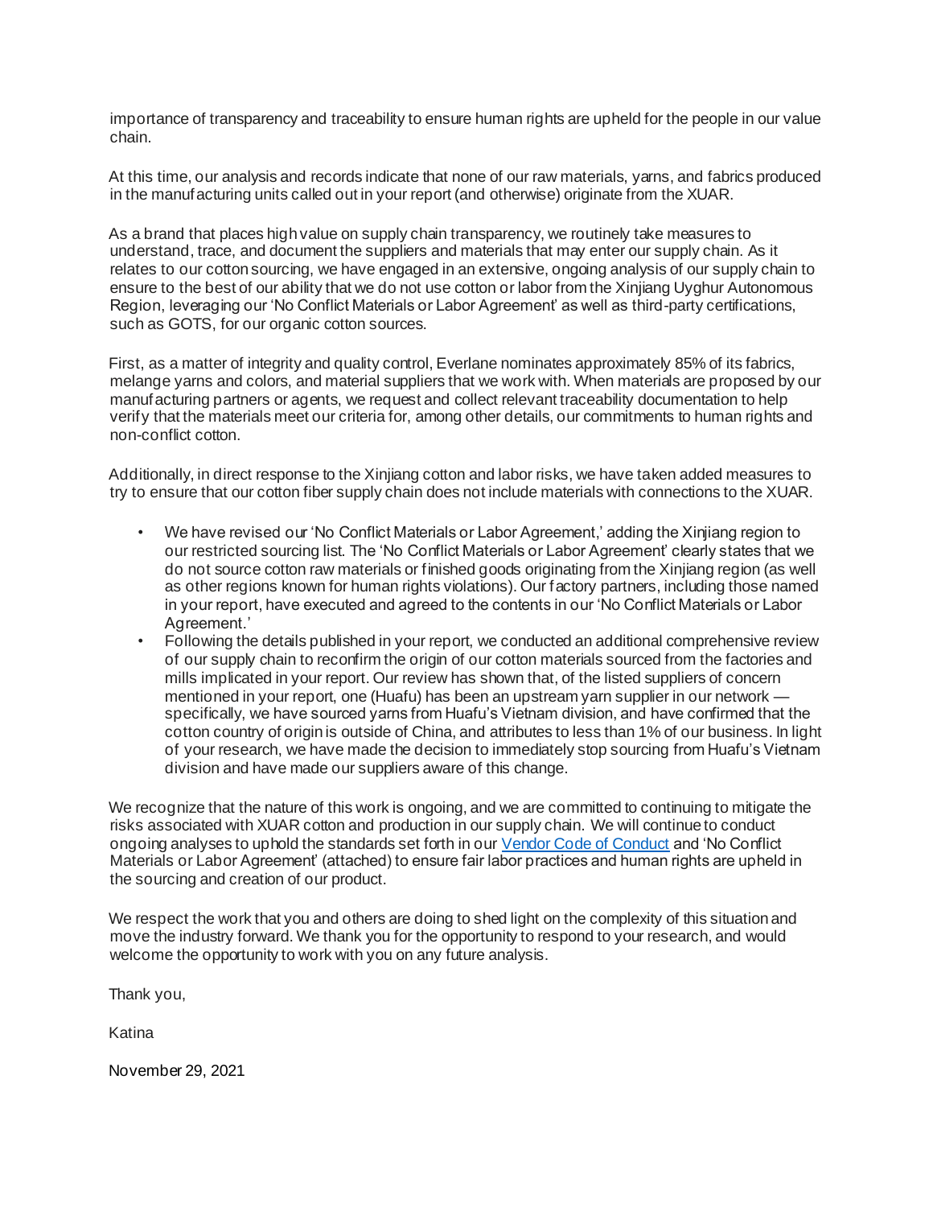importance of transparency and traceability to ensure human rights are upheld for the people in our value chain.

At this time, our analysis and records indicate that none of our raw materials, yarns, and fabrics produced in the manufacturing units called out in your report (and otherwise) originate from the XUAR.

As a brand that places high value on supply chain transparency, we routinely take measures to understand, trace, and document the suppliers and materials that may enter our supply chain. As it relates to our cotton sourcing, we have engaged in an extensive, ongoing analysis of our supply chain to ensure to the best of our ability that we do not use cotton or labor from the Xinjiang Uyghur Autonomous Region, leveraging our 'No Conflict Materials or Labor Agreement' as well as third-party certifications, such as GOTS, for our organic cotton sources.

First, as a matter of integrity and quality control, Everlane nominates approximately 85% of its fabrics, melange yarns and colors, and material suppliers that we work with. When materials are proposed by our manufacturing partners or agents, we request and collect relevant traceability documentation to help verify that the materials meet our criteria for, among other details, our commitments to human rights and non-conflict cotton.

Additionally, in direct response to the Xinjiang cotton and labor risks, we have taken added measures to try to ensure that our cotton fiber supply chain does not include materials with connections to the XUAR.

- We have revised our 'No Conflict Materials or Labor Agreement,' adding the Xinjiang region to our restricted sourcing list. The 'No Conflict Materials or Labor Agreement' clearly states that we do not source cotton raw materials or finished goods originating from the Xinjiang region (as well as other regions known for human rights violations). Our factory partners, including those named in your report, have executed and agreed to the contents in our 'No Conflict Materials or Labor Agreement.'
- Following the details published in your report, we conducted an additional comprehensive review of our supply chain to reconfirm the origin of our cotton materials sourced from the factories and mills implicated in your report. Our review has shown that, of the listed suppliers of concern mentioned in your report, one (Huafu) has been an upstream yarn supplier in our network — specifically, we have sourced yarns from Huafu's Vietnam division, and have confirmed that the cotton country of origin is outside of China, and attributes to less than 1% of our business. In light of your research, we have made the decision to immediately stop sourcing from Huafu's Vietnam division and have made our suppliers aware of this change.

We recognize that the nature of this work is ongoing, and we are committed to continuing to mitigate the risks associated with XUAR cotton and production in our supply chain. We will continue to conduct ongoing analyses to uphold the standards set forth in our Vendor Code of Conduct and 'No Conflict Materials or Labor Agreement' (attached) to ensure fair labor practices and human rights are upheld in the sourcing and creation of our product.

We respect the work that you and others are doing to shed light on the complexity of this situation and move the industry forward. We thank you for the opportunity to respond to your research, and would welcome the opportunity to work with you on any future analysis.

Thank you,

Katina

November 29, 2021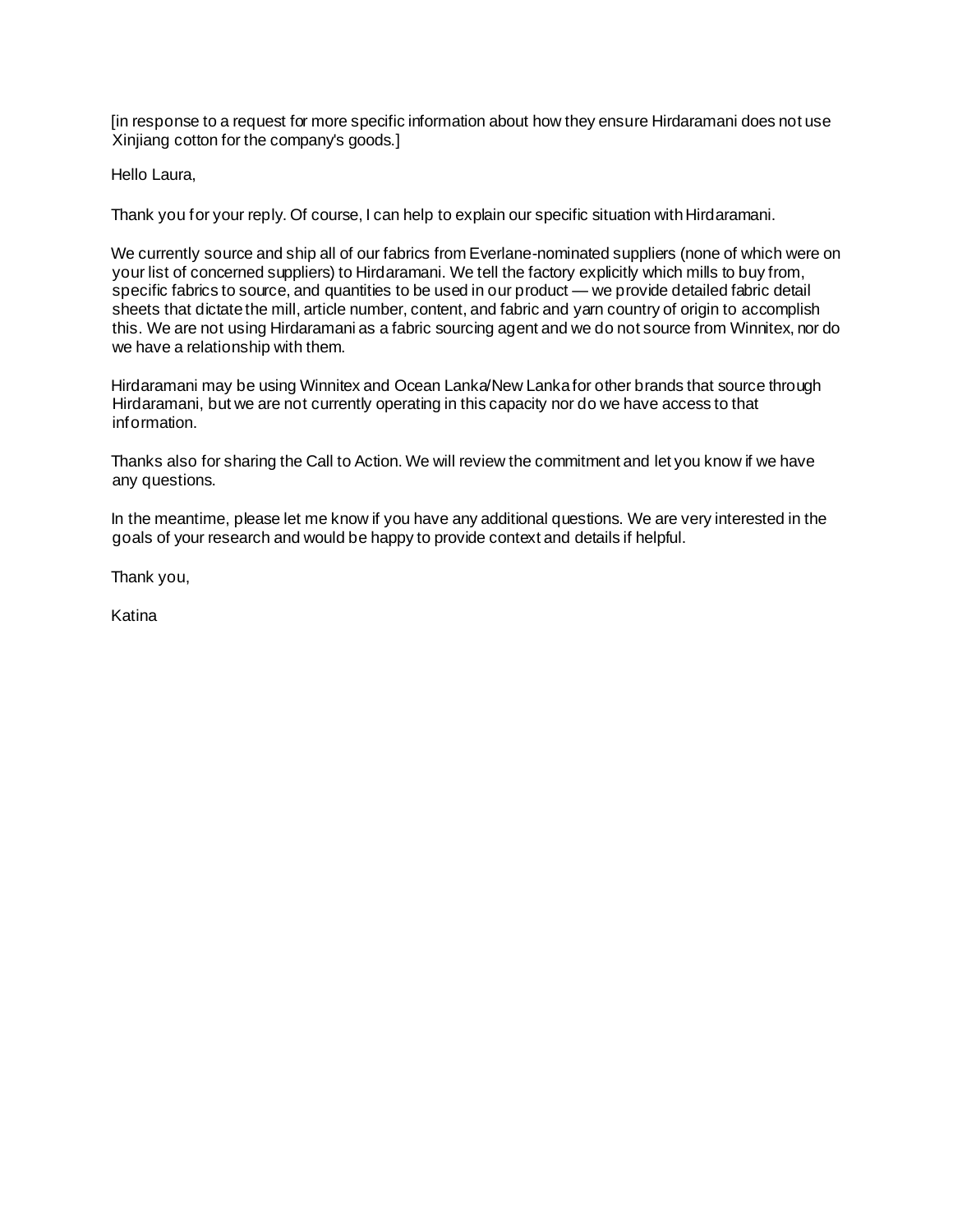[in response to a request for more specific information about how they ensure Hirdaramani does not use Xinjiang cotton for the company's goods.]

Hello Laura,

Thank you for your reply. Of course, I can help to explain our specific situation with Hirdaramani.

We currently source and ship all of our fabrics from Everlane-nominated suppliers (none of which were on your list of concerned suppliers) to Hirdaramani. We tell the factory explicitly which mills to buy from, specific fabrics to source, and quantities to be used in our product — we provide detailed fabric detail sheets that dictate the mill, article number, content, and fabric and yarn country of origin to accomplish this. We are not using Hirdaramani as a fabric sourcing agent and we do not source from Winnitex, nor do we have a relationship with them.

Hirdaramani may be using Winnitex and Ocean Lanka/New Lanka for other brands that source through Hirdaramani, but we are not currently operating in this capacity nor do we have access to that information.

Thanks also for sharing the Call to Action. We will review the commitment and let you know if we have any questions.

In the meantime, please let me know if you have any additional questions. We are very interested in the goals of your research and would be happy to provide context and details if helpful.

Thank you,

Katina